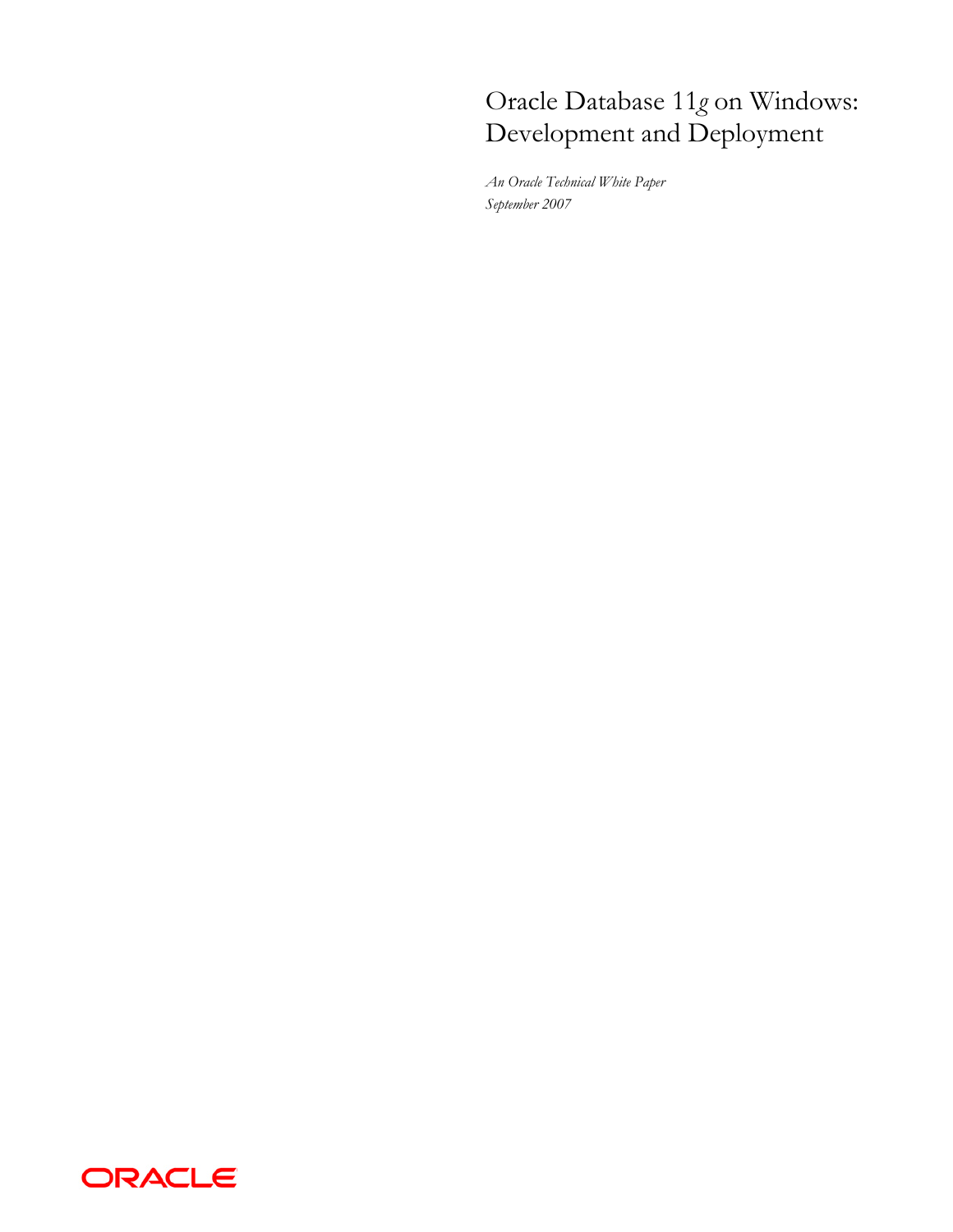# Oracle Database 11*g* on Windows: Development and Deployment

*An Oracle Technical White Paper*
*September 2007*

ORACLE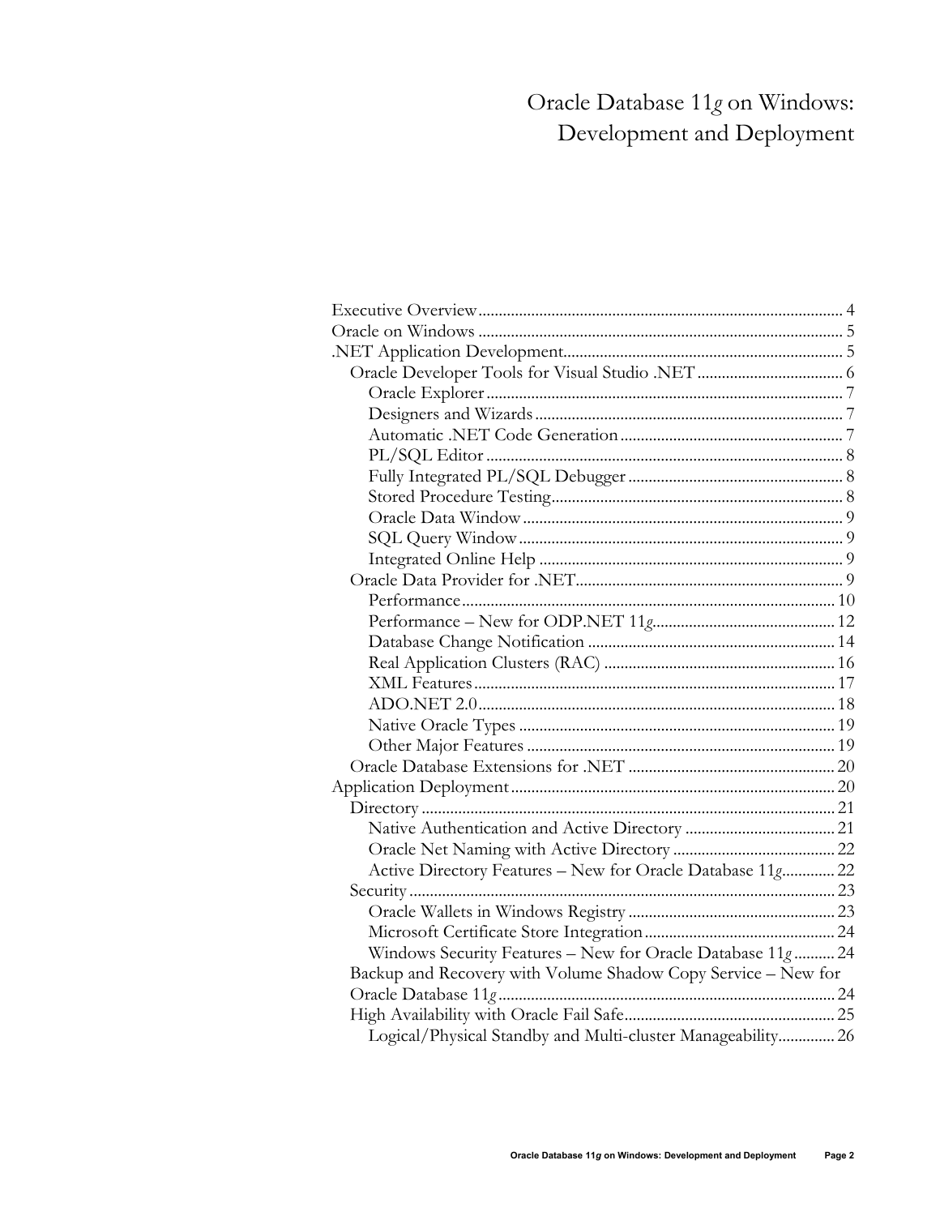# Oracle Database 11*g* on Windows: Development and Deployment

- Executive Overview .......... 4
- Oracle on Windows .......... 5
- .NET Application Development .......... 5
  - Oracle Developer Tools for Visual Studio .NET .......... 6
    - Oracle Explorer .......... 7
    - Designers and Wizards .......... 7
    - Automatic .NET Code Generation .......... 7
    - PL/SQL Editor .......... 8
    - Fully Integrated PL/SQL Debugger .......... 8
    - Stored Procedure Testing .......... 8
    - Oracle Data Window .......... 9
    - SQL Query Window .......... 9
    - Integrated Online Help .......... 9
  - Oracle Data Provider for .NET .......... 9
    - Performance .......... 10
    - Performance – New for ODP.NET 11*g* .......... 12
    - Database Change Notification .......... 14
    - Real Application Clusters (RAC) .......... 16
    - XML Features .......... 17
    - ADO.NET 2.0 .......... 18
    - Native Oracle Types .......... 19
    - Other Major Features .......... 19
  - Oracle Database Extensions for .NET .......... 20
- Application Deployment .......... 20
  - Directory .......... 21
    - Native Authentication and Active Directory .......... 21
    - Oracle Net Naming with Active Directory .......... 22
    - Active Directory Features – New for Oracle Database 11*g* .......... 22
  - Security .......... 23
    - Oracle Wallets in Windows Registry .......... 23
    - Microsoft Certificate Store Integration .......... 24
    - Windows Security Features – New for Oracle Database 11*g* .......... 24
  - Backup and Recovery with Volume Shadow Copy Service – New for Oracle Database 11*g* .......... 24
  - High Availability with Oracle Fail Safe .......... 25
    - Logical/Physical Standby and Multi-cluster Manageability .......... 26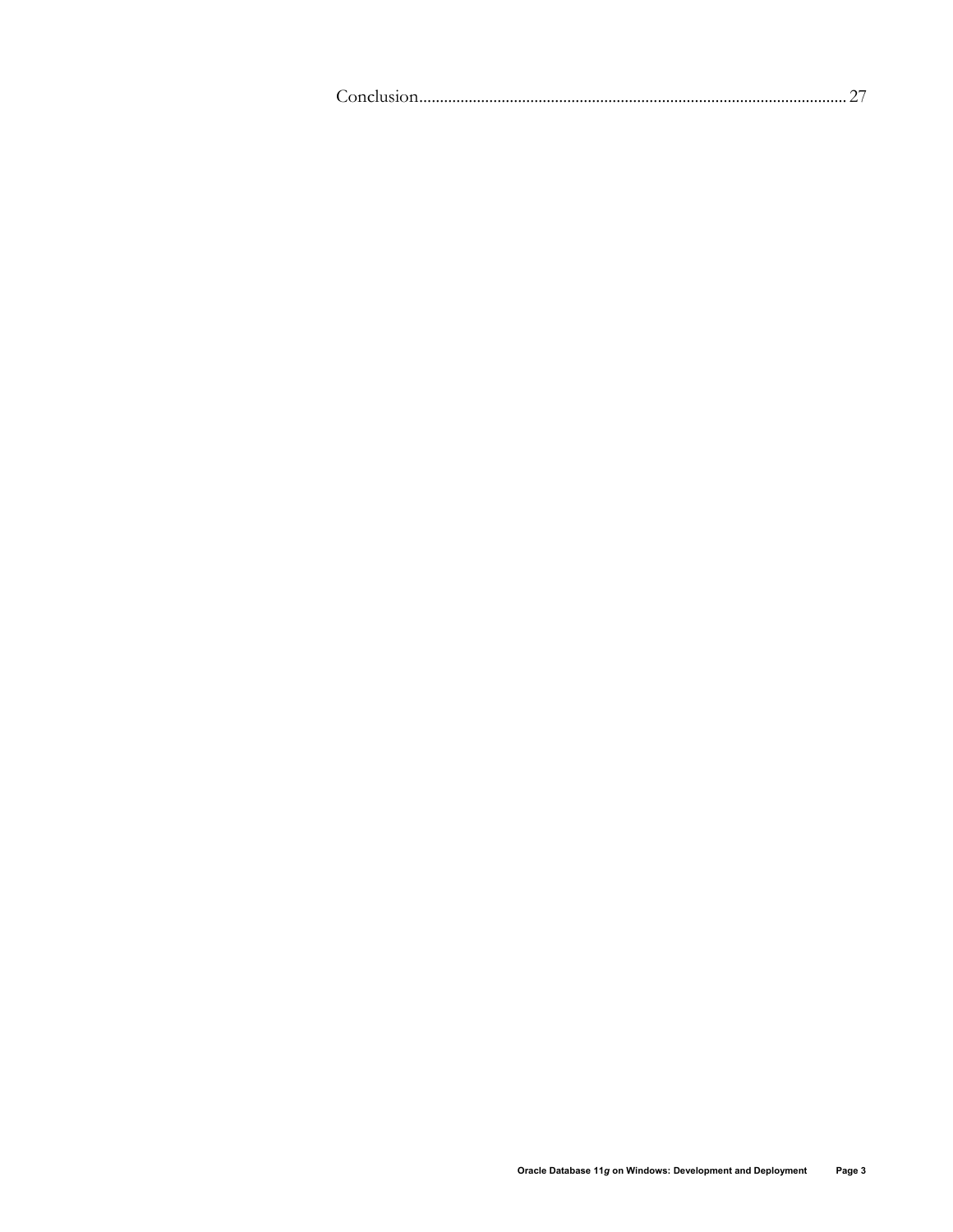Conclusion........................................................................................................ 27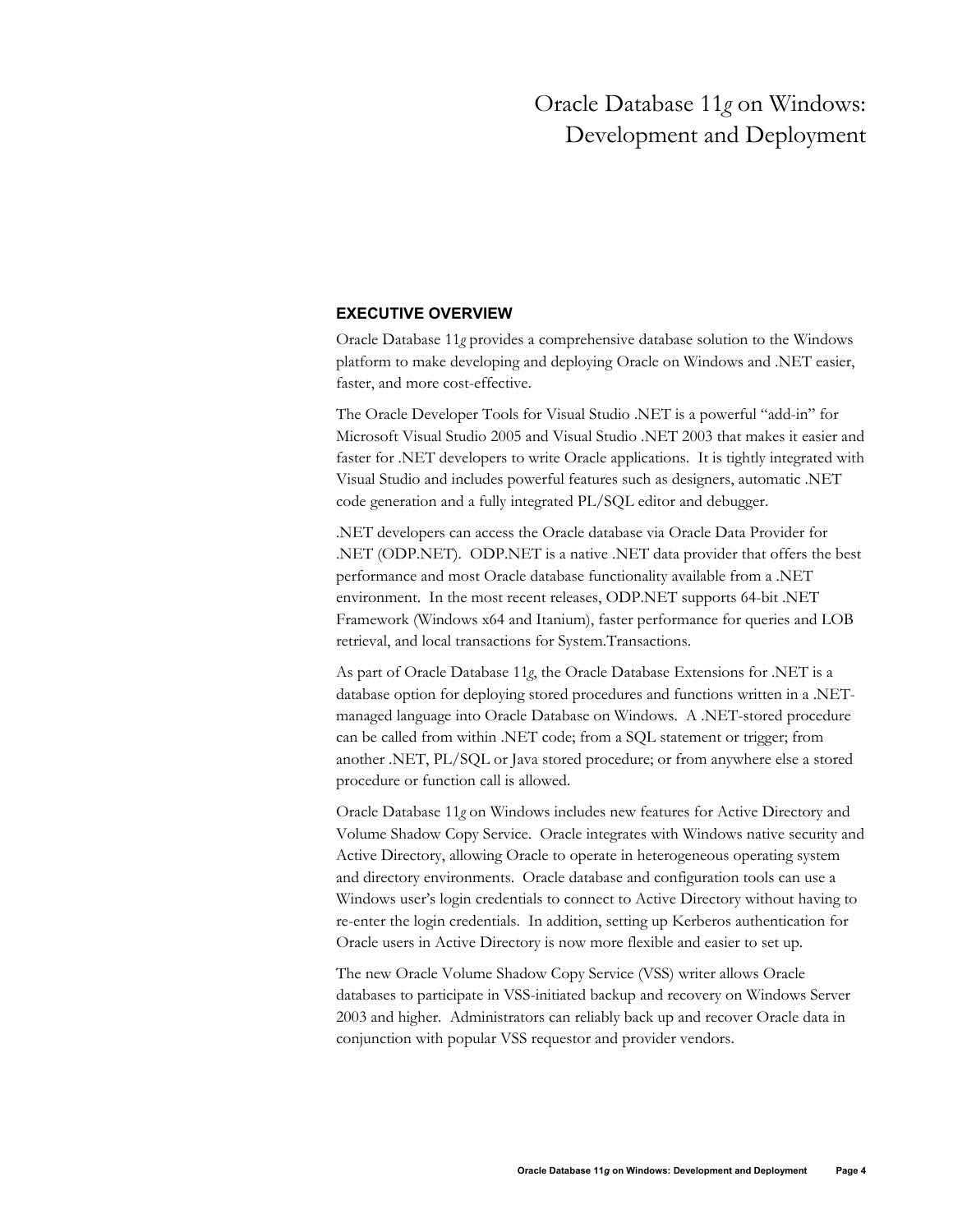# Oracle Database 11*g* on Windows: Development and Deployment

## EXECUTIVE OVERVIEW

Oracle Database 11*g* provides a comprehensive database solution to the Windows platform to make developing and deploying Oracle on Windows and .NET easier, faster, and more cost-effective.

The Oracle Developer Tools for Visual Studio .NET is a powerful "add-in" for Microsoft Visual Studio 2005 and Visual Studio .NET 2003 that makes it easier and faster for .NET developers to write Oracle applications. It is tightly integrated with Visual Studio and includes powerful features such as designers, automatic .NET code generation and a fully integrated PL/SQL editor and debugger.

.NET developers can access the Oracle database via Oracle Data Provider for .NET (ODP.NET). ODP.NET is a native .NET data provider that offers the best performance and most Oracle database functionality available from a .NET environment. In the most recent releases, ODP.NET supports 64-bit .NET Framework (Windows x64 and Itanium), faster performance for queries and LOB retrieval, and local transactions for System.Transactions.

As part of Oracle Database 11*g*, the Oracle Database Extensions for .NET is a database option for deploying stored procedures and functions written in a .NET-managed language into Oracle Database on Windows. A .NET-stored procedure can be called from within .NET code; from a SQL statement or trigger; from another .NET, PL/SQL or Java stored procedure; or from anywhere else a stored procedure or function call is allowed.

Oracle Database 11*g* on Windows includes new features for Active Directory and Volume Shadow Copy Service. Oracle integrates with Windows native security and Active Directory, allowing Oracle to operate in heterogeneous operating system and directory environments. Oracle database and configuration tools can use a Windows user's login credentials to connect to Active Directory without having to re-enter the login credentials. In addition, setting up Kerberos authentication for Oracle users in Active Directory is now more flexible and easier to set up.

The new Oracle Volume Shadow Copy Service (VSS) writer allows Oracle databases to participate in VSS-initiated backup and recovery on Windows Server 2003 and higher. Administrators can reliably back up and recover Oracle data in conjunction with popular VSS requestor and provider vendors.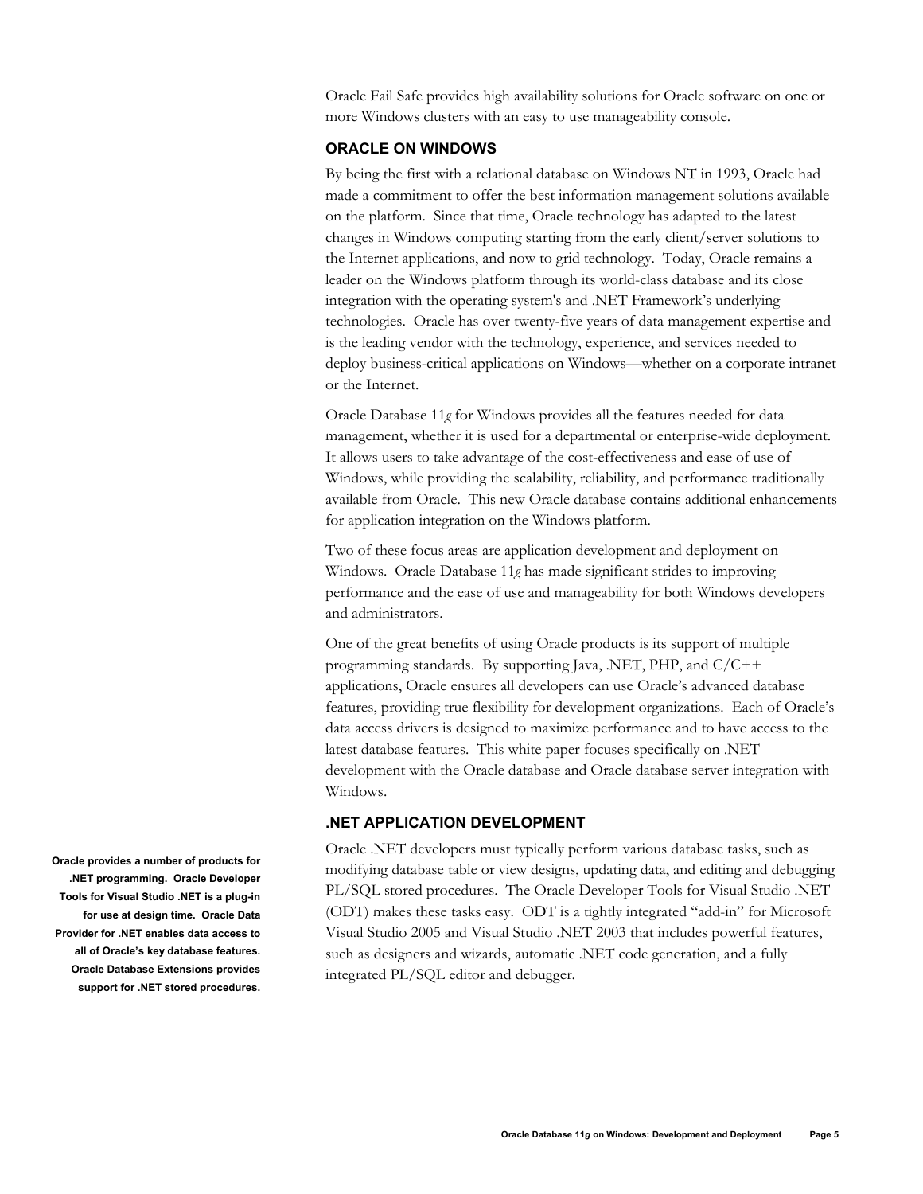Oracle Fail Safe provides high availability solutions for Oracle software on one or more Windows clusters with an easy to use manageability console.

## ORACLE ON WINDOWS

By being the first with a relational database on Windows NT in 1993, Oracle had made a commitment to offer the best information management solutions available on the platform. Since that time, Oracle technology has adapted to the latest changes in Windows computing starting from the early client/server solutions to the Internet applications, and now to grid technology. Today, Oracle remains a leader on the Windows platform through its world-class database and its close integration with the operating system's and .NET Framework's underlying technologies. Oracle has over twenty-five years of data management expertise and is the leading vendor with the technology, experience, and services needed to deploy business-critical applications on Windows—whether on a corporate intranet or the Internet.

Oracle Database 11*g* for Windows provides all the features needed for data management, whether it is used for a departmental or enterprise-wide deployment. It allows users to take advantage of the cost-effectiveness and ease of use of Windows, while providing the scalability, reliability, and performance traditionally available from Oracle. This new Oracle database contains additional enhancements for application integration on the Windows platform.

Two of these focus areas are application development and deployment on Windows. Oracle Database 11*g* has made significant strides to improving performance and the ease of use and manageability for both Windows developers and administrators.

One of the great benefits of using Oracle products is its support of multiple programming standards. By supporting Java, .NET, PHP, and C/C++ applications, Oracle ensures all developers can use Oracle's advanced database features, providing true flexibility for development organizations. Each of Oracle's data access drivers is designed to maximize performance and to have access to the latest database features. This white paper focuses specifically on .NET development with the Oracle database and Oracle database server integration with Windows.

## .NET APPLICATION DEVELOPMENT

**Oracle provides a number of products for .NET programming. Oracle Developer Tools for Visual Studio .NET is a plug-in for use at design time. Oracle Data Provider for .NET enables data access to all of Oracle's key database features. Oracle Database Extensions provides support for .NET stored procedures.**

Oracle .NET developers must typically perform various database tasks, such as modifying database table or view designs, updating data, and editing and debugging PL/SQL stored procedures. The Oracle Developer Tools for Visual Studio .NET (ODT) makes these tasks easy. ODT is a tightly integrated "add-in" for Microsoft Visual Studio 2005 and Visual Studio .NET 2003 that includes powerful features, such as designers and wizards, automatic .NET code generation, and a fully integrated PL/SQL editor and debugger.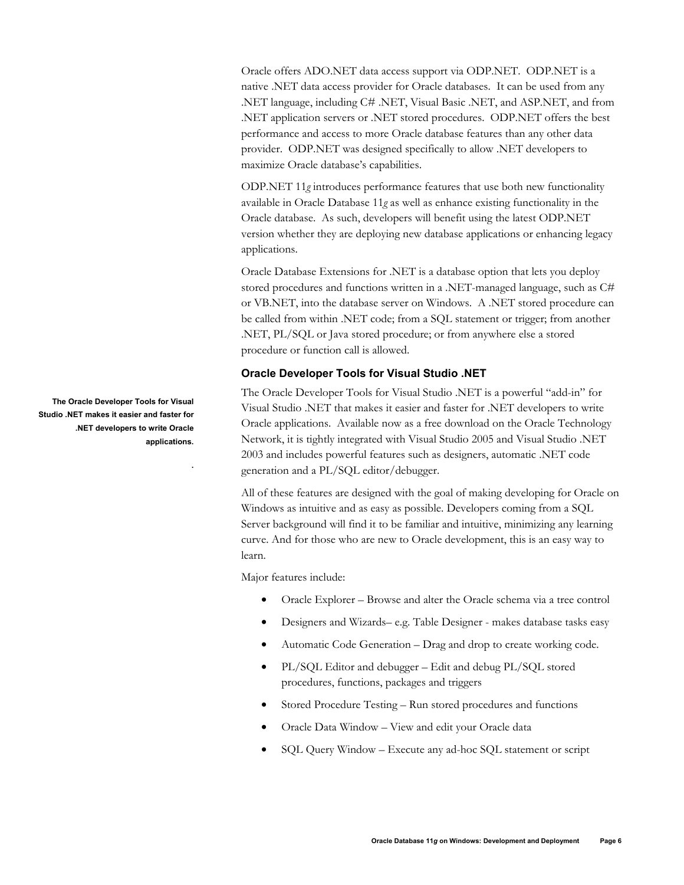Oracle offers ADO.NET data access support via ODP.NET. ODP.NET is a native .NET data access provider for Oracle databases. It can be used from any .NET language, including C# .NET, Visual Basic .NET, and ASP.NET, and from .NET application servers or .NET stored procedures. ODP.NET offers the best performance and access to more Oracle database features than any other data provider. ODP.NET was designed specifically to allow .NET developers to maximize Oracle database's capabilities.

ODP.NET 11*g* introduces performance features that use both new functionality available in Oracle Database 11*g* as well as enhance existing functionality in the Oracle database. As such, developers will benefit using the latest ODP.NET version whether they are deploying new database applications or enhancing legacy applications.

Oracle Database Extensions for .NET is a database option that lets you deploy stored procedures and functions written in a .NET-managed language, such as C# or VB.NET, into the database server on Windows. A .NET stored procedure can be called from within .NET code; from a SQL statement or trigger; from another .NET, PL/SQL or Java stored procedure; or from anywhere else a stored procedure or function call is allowed.

### Oracle Developer Tools for Visual Studio .NET

**The Oracle Developer Tools for Visual Studio .NET makes it easier and faster for .NET developers to write Oracle applications.**

The Oracle Developer Tools for Visual Studio .NET is a powerful "add-in" for Visual Studio .NET that makes it easier and faster for .NET developers to write Oracle applications. Available now as a free download on the Oracle Technology Network, it is tightly integrated with Visual Studio 2005 and Visual Studio .NET 2003 and includes powerful features such as designers, automatic .NET code generation and a PL/SQL editor/debugger.

All of these features are designed with the goal of making developing for Oracle on Windows as intuitive and as easy as possible. Developers coming from a SQL Server background will find it to be familiar and intuitive, minimizing any learning curve. And for those who are new to Oracle development, this is an easy way to learn.

Major features include:

- Oracle Explorer – Browse and alter the Oracle schema via a tree control
- Designers and Wizards– e.g. Table Designer - makes database tasks easy
- Automatic Code Generation – Drag and drop to create working code.
- PL/SQL Editor and debugger – Edit and debug PL/SQL stored procedures, functions, packages and triggers
- Stored Procedure Testing – Run stored procedures and functions
- Oracle Data Window – View and edit your Oracle data
- SQL Query Window – Execute any ad-hoc SQL statement or script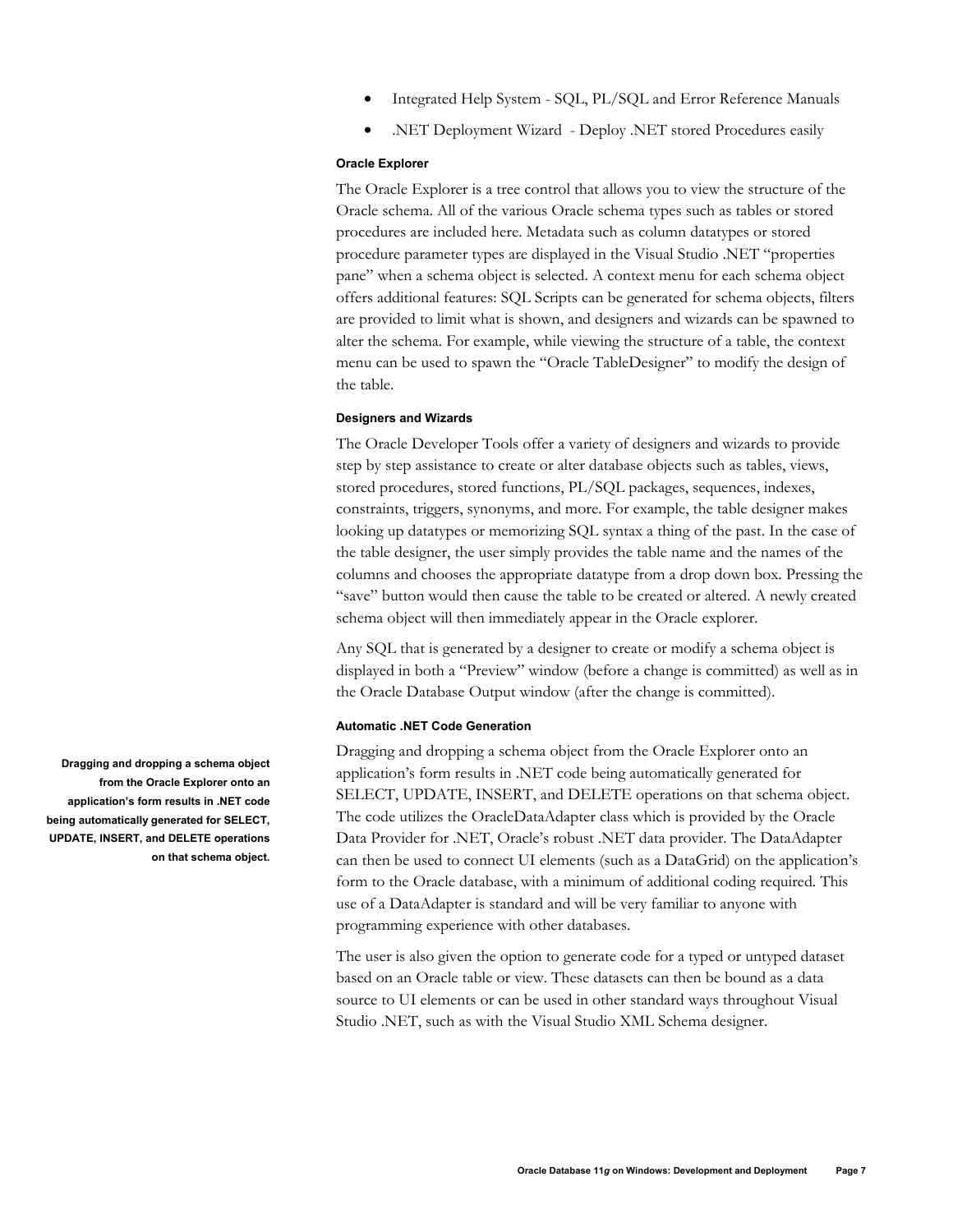- Integrated Help System - SQL, PL/SQL and Error Reference Manuals
- .NET Deployment Wizard - Deploy .NET stored Procedures easily

#### Oracle Explorer

The Oracle Explorer is a tree control that allows you to view the structure of the Oracle schema. All of the various Oracle schema types such as tables or stored procedures are included here. Metadata such as column datatypes or stored procedure parameter types are displayed in the Visual Studio .NET "properties pane" when a schema object is selected. A context menu for each schema object offers additional features: SQL Scripts can be generated for schema objects, filters are provided to limit what is shown, and designers and wizards can be spawned to alter the schema. For example, while viewing the structure of a table, the context menu can be used to spawn the "Oracle TableDesigner" to modify the design of the table.

#### Designers and Wizards

The Oracle Developer Tools offer a variety of designers and wizards to provide step by step assistance to create or alter database objects such as tables, views, stored procedures, stored functions, PL/SQL packages, sequences, indexes, constraints, triggers, synonyms, and more. For example, the table designer makes looking up datatypes or memorizing SQL syntax a thing of the past. In the case of the table designer, the user simply provides the table name and the names of the columns and chooses the appropriate datatype from a drop down box. Pressing the "save" button would then cause the table to be created or altered. A newly created schema object will then immediately appear in the Oracle explorer.

Any SQL that is generated by a designer to create or modify a schema object is displayed in both a "Preview" window (before a change is committed) as well as in the Oracle Database Output window (after the change is committed).

#### Automatic .NET Code Generation

**Dragging and dropping a schema object from the Oracle Explorer onto an application's form results in .NET code being automatically generated for SELECT, UPDATE, INSERT, and DELETE operations on that schema object.**

Dragging and dropping a schema object from the Oracle Explorer onto an application's form results in .NET code being automatically generated for SELECT, UPDATE, INSERT, and DELETE operations on that schema object. The code utilizes the OracleDataAdapter class which is provided by the Oracle Data Provider for .NET, Oracle's robust .NET data provider. The DataAdapter can then be used to connect UI elements (such as a DataGrid) on the application's form to the Oracle database, with a minimum of additional coding required. This use of a DataAdapter is standard and will be very familiar to anyone with programming experience with other databases.

The user is also given the option to generate code for a typed or untyped dataset based on an Oracle table or view. These datasets can then be bound as a data source to UI elements or can be used in other standard ways throughout Visual Studio .NET, such as with the Visual Studio XML Schema designer.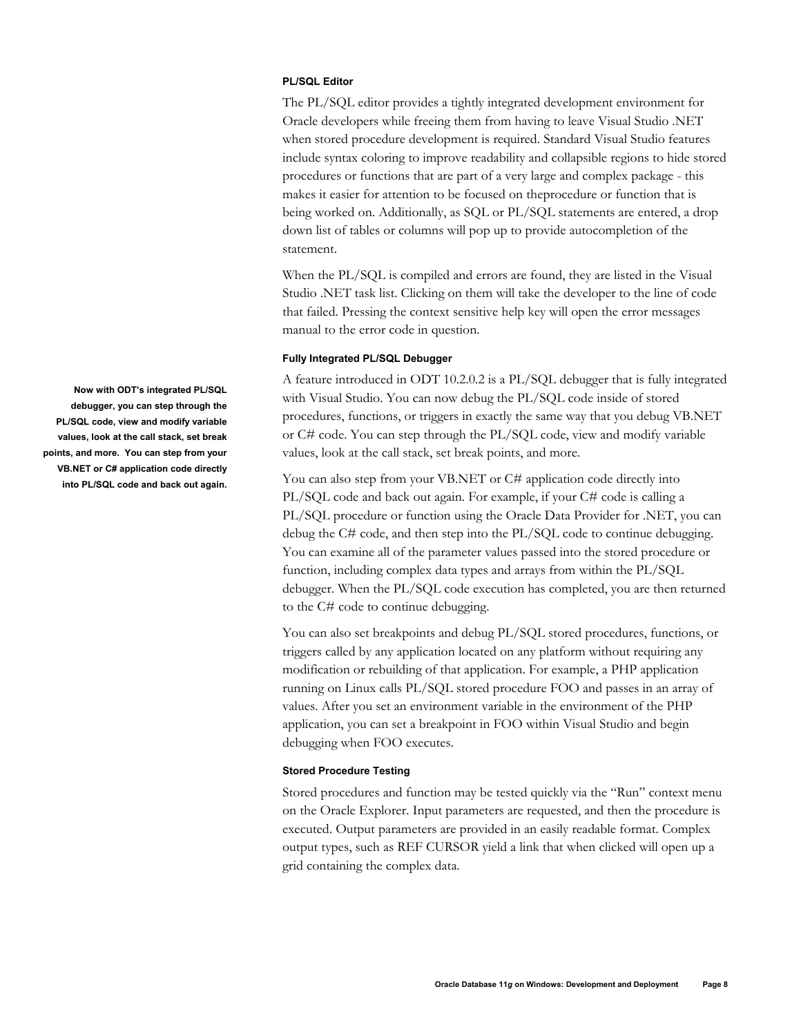### PL/SQL Editor

The PL/SQL editor provides a tightly integrated development environment for Oracle developers while freeing them from having to leave Visual Studio .NET when stored procedure development is required. Standard Visual Studio features include syntax coloring to improve readability and collapsible regions to hide stored procedures or functions that are part of a very large and complex package - this makes it easier for attention to be focused on theprocedure or function that is being worked on. Additionally, as SQL or PL/SQL statements are entered, a drop down list of tables or columns will pop up to provide autocompletion of the statement.

When the PL/SQL is compiled and errors are found, they are listed in the Visual Studio .NET task list. Clicking on them will take the developer to the line of code that failed. Pressing the context sensitive help key will open the error messages manual to the error code in question.

### Fully Integrated PL/SQL Debugger

**Now with ODT's integrated PL/SQL debugger, you can step through the PL/SQL code, view and modify variable values, look at the call stack, set break points, and more. You can step from your VB.NET or C# application code directly into PL/SQL code and back out again.**

A feature introduced in ODT 10.2.0.2 is a PL/SQL debugger that is fully integrated with Visual Studio. You can now debug the PL/SQL code inside of stored procedures, functions, or triggers in exactly the same way that you debug VB.NET or C# code. You can step through the PL/SQL code, view and modify variable values, look at the call stack, set break points, and more.

You can also step from your VB.NET or C# application code directly into PL/SQL code and back out again. For example, if your C# code is calling a PL/SQL procedure or function using the Oracle Data Provider for .NET, you can debug the C# code, and then step into the PL/SQL code to continue debugging. You can examine all of the parameter values passed into the stored procedure or function, including complex data types and arrays from within the PL/SQL debugger. When the PL/SQL code execution has completed, you are then returned to the C# code to continue debugging.

You can also set breakpoints and debug PL/SQL stored procedures, functions, or triggers called by any application located on any platform without requiring any modification or rebuilding of that application. For example, a PHP application running on Linux calls PL/SQL stored procedure FOO and passes in an array of values. After you set an environment variable in the environment of the PHP application, you can set a breakpoint in FOO within Visual Studio and begin debugging when FOO executes.

### Stored Procedure Testing

Stored procedures and function may be tested quickly via the "Run" context menu on the Oracle Explorer. Input parameters are requested, and then the procedure is executed. Output parameters are provided in an easily readable format. Complex output types, such as REF CURSOR yield a link that when clicked will open up a grid containing the complex data.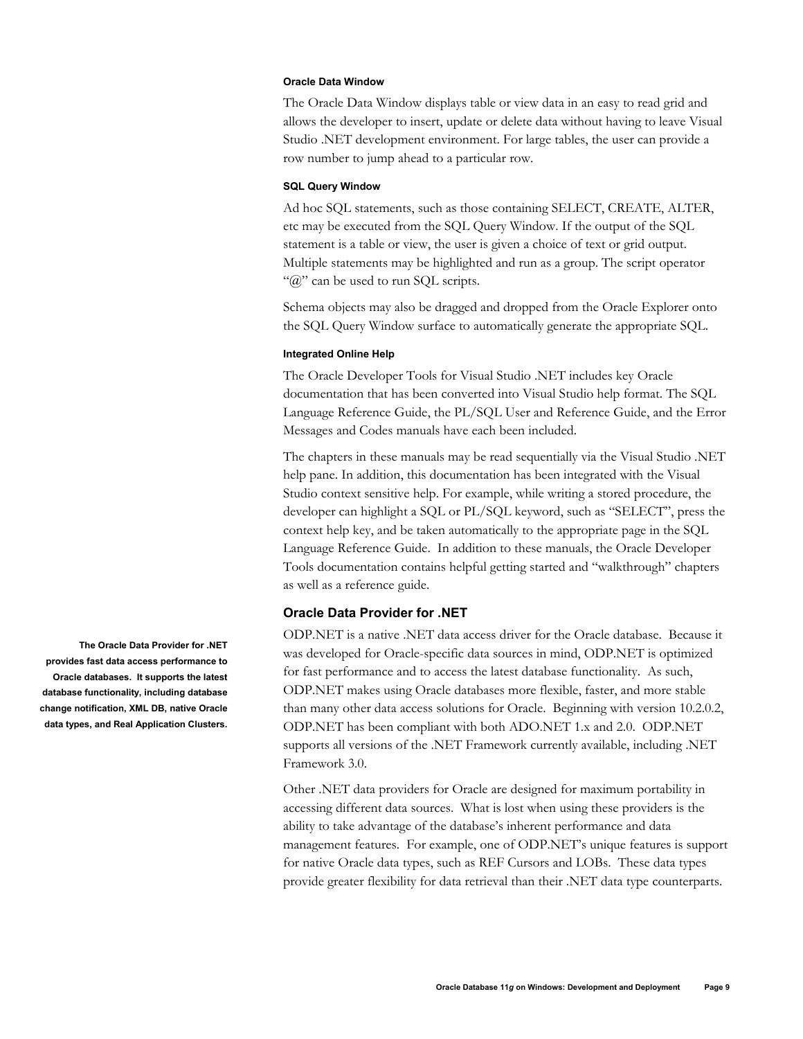#### Oracle Data Window

The Oracle Data Window displays table or view data in an easy to read grid and allows the developer to insert, update or delete data without having to leave Visual Studio .NET development environment. For large tables, the user can provide a row number to jump ahead to a particular row.

#### SQL Query Window

Ad hoc SQL statements, such as those containing SELECT, CREATE, ALTER, etc may be executed from the SQL Query Window. If the output of the SQL statement is a table or view, the user is given a choice of text or grid output. Multiple statements may be highlighted and run as a group. The script operator "@" can be used to run SQL scripts.

Schema objects may also be dragged and dropped from the Oracle Explorer onto the SQL Query Window surface to automatically generate the appropriate SQL.

#### Integrated Online Help

The Oracle Developer Tools for Visual Studio .NET includes key Oracle documentation that has been converted into Visual Studio help format. The SQL Language Reference Guide, the PL/SQL User and Reference Guide, and the Error Messages and Codes manuals have each been included.

The chapters in these manuals may be read sequentially via the Visual Studio .NET help pane. In addition, this documentation has been integrated with the Visual Studio context sensitive help. For example, while writing a stored procedure, the developer can highlight a SQL or PL/SQL keyword, such as "SELECT", press the context help key, and be taken automatically to the appropriate page in the SQL Language Reference Guide. In addition to these manuals, the Oracle Developer Tools documentation contains helpful getting started and "walkthrough" chapters as well as a reference guide.

### Oracle Data Provider for .NET

**The Oracle Data Provider for .NET provides fast data access performance to Oracle databases. It supports the latest database functionality, including database change notification, XML DB, native Oracle data types, and Real Application Clusters.**

ODP.NET is a native .NET data access driver for the Oracle database. Because it was developed for Oracle-specific data sources in mind, ODP.NET is optimized for fast performance and to access the latest database functionality. As such, ODP.NET makes using Oracle databases more flexible, faster, and more stable than many other data access solutions for Oracle. Beginning with version 10.2.0.2, ODP.NET has been compliant with both ADO.NET 1.x and 2.0. ODP.NET supports all versions of the .NET Framework currently available, including .NET Framework 3.0.

Other .NET data providers for Oracle are designed for maximum portability in accessing different data sources. What is lost when using these providers is the ability to take advantage of the database's inherent performance and data management features. For example, one of ODP.NET's unique features is support for native Oracle data types, such as REF Cursors and LOBs. These data types provide greater flexibility for data retrieval than their .NET data type counterparts.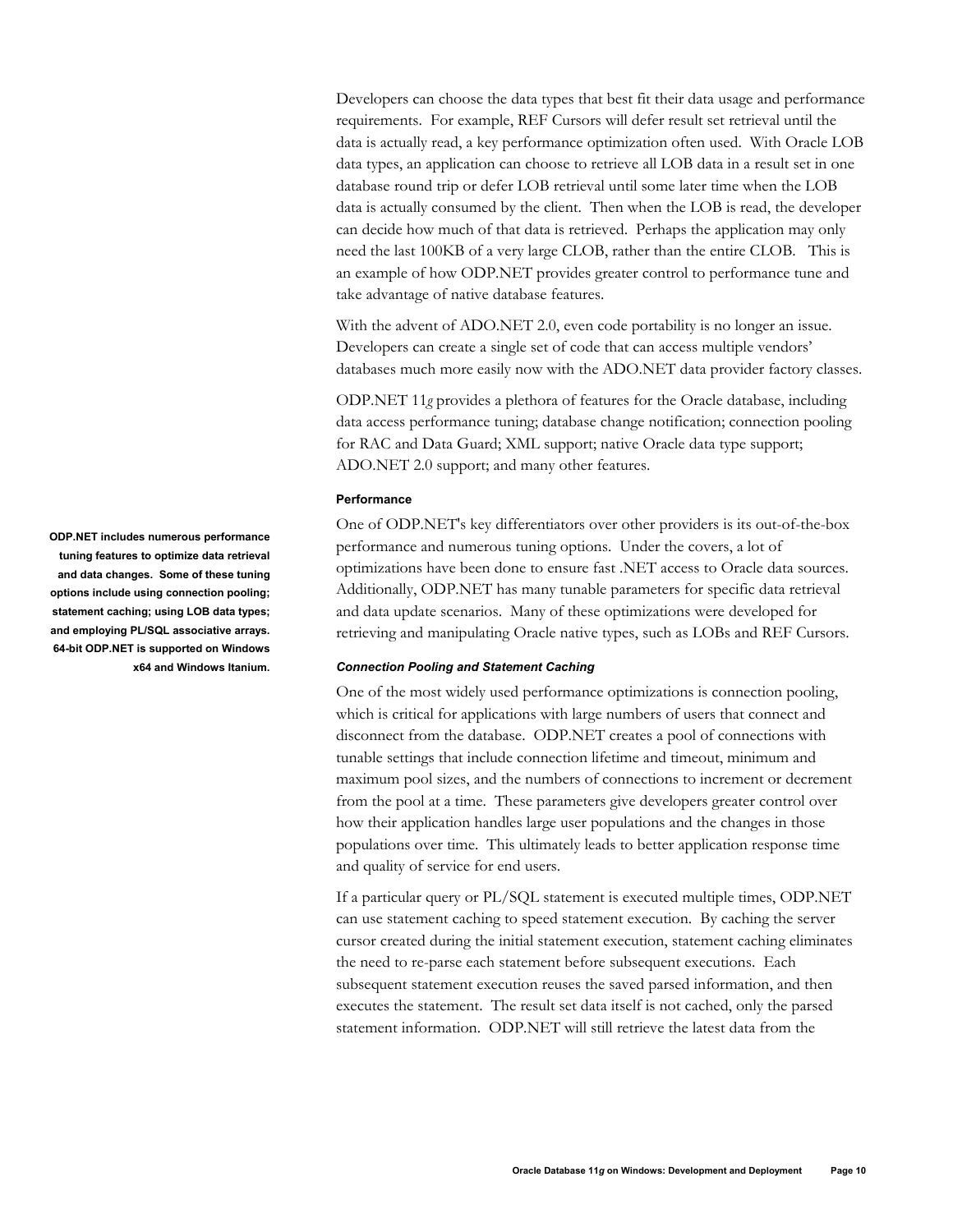Developers can choose the data types that best fit their data usage and performance requirements. For example, REF Cursors will defer result set retrieval until the data is actually read, a key performance optimization often used. With Oracle LOB data types, an application can choose to retrieve all LOB data in a result set in one database round trip or defer LOB retrieval until some later time when the LOB data is actually consumed by the client. Then when the LOB is read, the developer can decide how much of that data is retrieved. Perhaps the application may only need the last 100KB of a very large CLOB, rather than the entire CLOB. This is an example of how ODP.NET provides greater control to performance tune and take advantage of native database features.

With the advent of ADO.NET 2.0, even code portability is no longer an issue. Developers can create a single set of code that can access multiple vendors' databases much more easily now with the ADO.NET data provider factory classes.

ODP.NET 11*g* provides a plethora of features for the Oracle database, including data access performance tuning; database change notification; connection pooling for RAC and Data Guard; XML support; native Oracle data type support; ADO.NET 2.0 support; and many other features.

#### Performance

**ODP.NET includes numerous performance tuning features to optimize data retrieval and data changes. Some of these tuning options include using connection pooling; statement caching; using LOB data types; and employing PL/SQL associative arrays. 64-bit ODP.NET is supported on Windows x64 and Windows Itanium.**

One of ODP.NET's key differentiators over other providers is its out-of-the-box performance and numerous tuning options. Under the covers, a lot of optimizations have been done to ensure fast .NET access to Oracle data sources. Additionally, ODP.NET has many tunable parameters for specific data retrieval and data update scenarios. Many of these optimizations were developed for retrieving and manipulating Oracle native types, such as LOBs and REF Cursors.

##### *Connection Pooling and Statement Caching*

One of the most widely used performance optimizations is connection pooling, which is critical for applications with large numbers of users that connect and disconnect from the database. ODP.NET creates a pool of connections with tunable settings that include connection lifetime and timeout, minimum and maximum pool sizes, and the numbers of connections to increment or decrement from the pool at a time. These parameters give developers greater control over how their application handles large user populations and the changes in those populations over time. This ultimately leads to better application response time and quality of service for end users.

If a particular query or PL/SQL statement is executed multiple times, ODP.NET can use statement caching to speed statement execution. By caching the server cursor created during the initial statement execution, statement caching eliminates the need to re-parse each statement before subsequent executions. Each subsequent statement execution reuses the saved parsed information, and then executes the statement. The result set data itself is not cached, only the parsed statement information. ODP.NET will still retrieve the latest data from the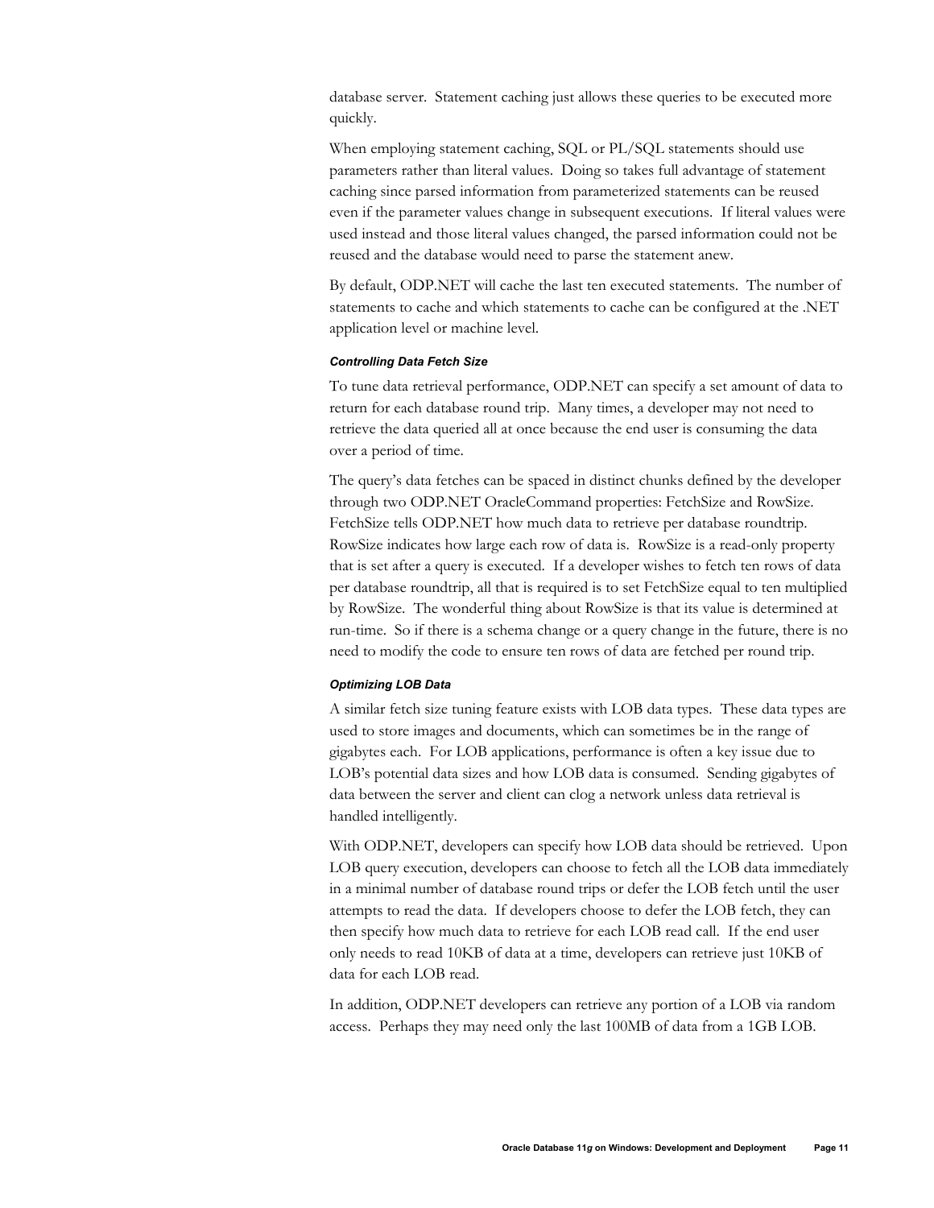database server. Statement caching just allows these queries to be executed more quickly.

When employing statement caching, SQL or PL/SQL statements should use parameters rather than literal values. Doing so takes full advantage of statement caching since parsed information from parameterized statements can be reused even if the parameter values change in subsequent executions. If literal values were used instead and those literal values changed, the parsed information could not be reused and the database would need to parse the statement anew.

By default, ODP.NET will cache the last ten executed statements. The number of statements to cache and which statements to cache can be configured at the .NET application level or machine level.

#### *Controlling Data Fetch Size*

To tune data retrieval performance, ODP.NET can specify a set amount of data to return for each database round trip. Many times, a developer may not need to retrieve the data queried all at once because the end user is consuming the data over a period of time.

The query's data fetches can be spaced in distinct chunks defined by the developer through two ODP.NET OracleCommand properties: FetchSize and RowSize. FetchSize tells ODP.NET how much data to retrieve per database roundtrip. RowSize indicates how large each row of data is. RowSize is a read-only property that is set after a query is executed. If a developer wishes to fetch ten rows of data per database roundtrip, all that is required is to set FetchSize equal to ten multiplied by RowSize. The wonderful thing about RowSize is that its value is determined at run-time. So if there is a schema change or a query change in the future, there is no need to modify the code to ensure ten rows of data are fetched per round trip.

#### *Optimizing LOB Data*

A similar fetch size tuning feature exists with LOB data types. These data types are used to store images and documents, which can sometimes be in the range of gigabytes each. For LOB applications, performance is often a key issue due to LOB's potential data sizes and how LOB data is consumed. Sending gigabytes of data between the server and client can clog a network unless data retrieval is handled intelligently.

With ODP.NET, developers can specify how LOB data should be retrieved. Upon LOB query execution, developers can choose to fetch all the LOB data immediately in a minimal number of database round trips or defer the LOB fetch until the user attempts to read the data. If developers choose to defer the LOB fetch, they can then specify how much data to retrieve for each LOB read call. If the end user only needs to read 10KB of data at a time, developers can retrieve just 10KB of data for each LOB read.

In addition, ODP.NET developers can retrieve any portion of a LOB via random access. Perhaps they may need only the last 100MB of data from a 1GB LOB.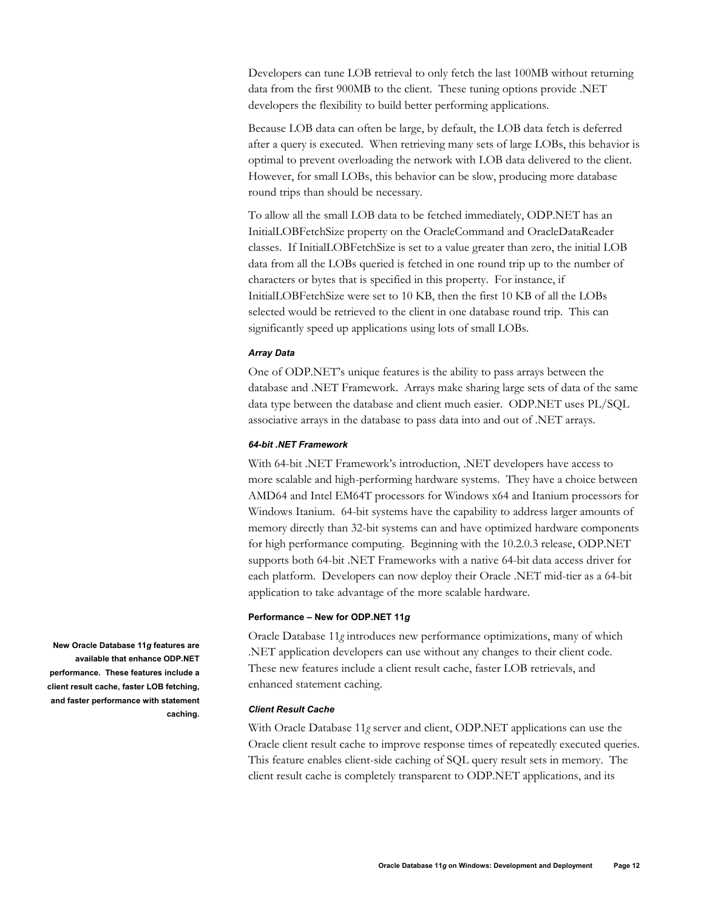Developers can tune LOB retrieval to only fetch the last 100MB without returning data from the first 900MB to the client. These tuning options provide .NET developers the flexibility to build better performing applications.

Because LOB data can often be large, by default, the LOB data fetch is deferred after a query is executed. When retrieving many sets of large LOBs, this behavior is optimal to prevent overloading the network with LOB data delivered to the client. However, for small LOBs, this behavior can be slow, producing more database round trips than should be necessary.

To allow all the small LOB data to be fetched immediately, ODP.NET has an InitialLOBFetchSize property on the OracleCommand and OracleDataReader classes. If InitialLOBFetchSize is set to a value greater than zero, the initial LOB data from all the LOBs queried is fetched in one round trip up to the number of characters or bytes that is specified in this property. For instance, if InitialLOBFetchSize were set to 10 KB, then the first 10 KB of all the LOBs selected would be retrieved to the client in one database round trip. This can significantly speed up applications using lots of small LOBs.

#### *Array Data*

One of ODP.NET's unique features is the ability to pass arrays between the database and .NET Framework. Arrays make sharing large sets of data of the same data type between the database and client much easier. ODP.NET uses PL/SQL associative arrays in the database to pass data into and out of .NET arrays.

#### *64-bit .NET Framework*

With 64-bit .NET Framework's introduction, .NET developers have access to more scalable and high-performing hardware systems. They have a choice between AMD64 and Intel EM64T processors for Windows x64 and Itanium processors for Windows Itanium. 64-bit systems have the capability to address larger amounts of memory directly than 32-bit systems can and have optimized hardware components for high performance computing. Beginning with the 10.2.0.3 release, ODP.NET supports both 64-bit .NET Frameworks with a native 64-bit data access driver for each platform. Developers can now deploy their Oracle .NET mid-tier as a 64-bit application to take advantage of the more scalable hardware.

### Performance – New for ODP.NET 11*g*

**New Oracle Database 11*g* features are available that enhance ODP.NET performance. These features include a client result cache, faster LOB fetching, and faster performance with statement caching.**

Oracle Database 11*g* introduces new performance optimizations, many of which .NET application developers can use without any changes to their client code. These new features include a client result cache, faster LOB retrievals, and enhanced statement caching.

#### *Client Result Cache*

With Oracle Database 11*g* server and client, ODP.NET applications can use the Oracle client result cache to improve response times of repeatedly executed queries. This feature enables client-side caching of SQL query result sets in memory. The client result cache is completely transparent to ODP.NET applications, and its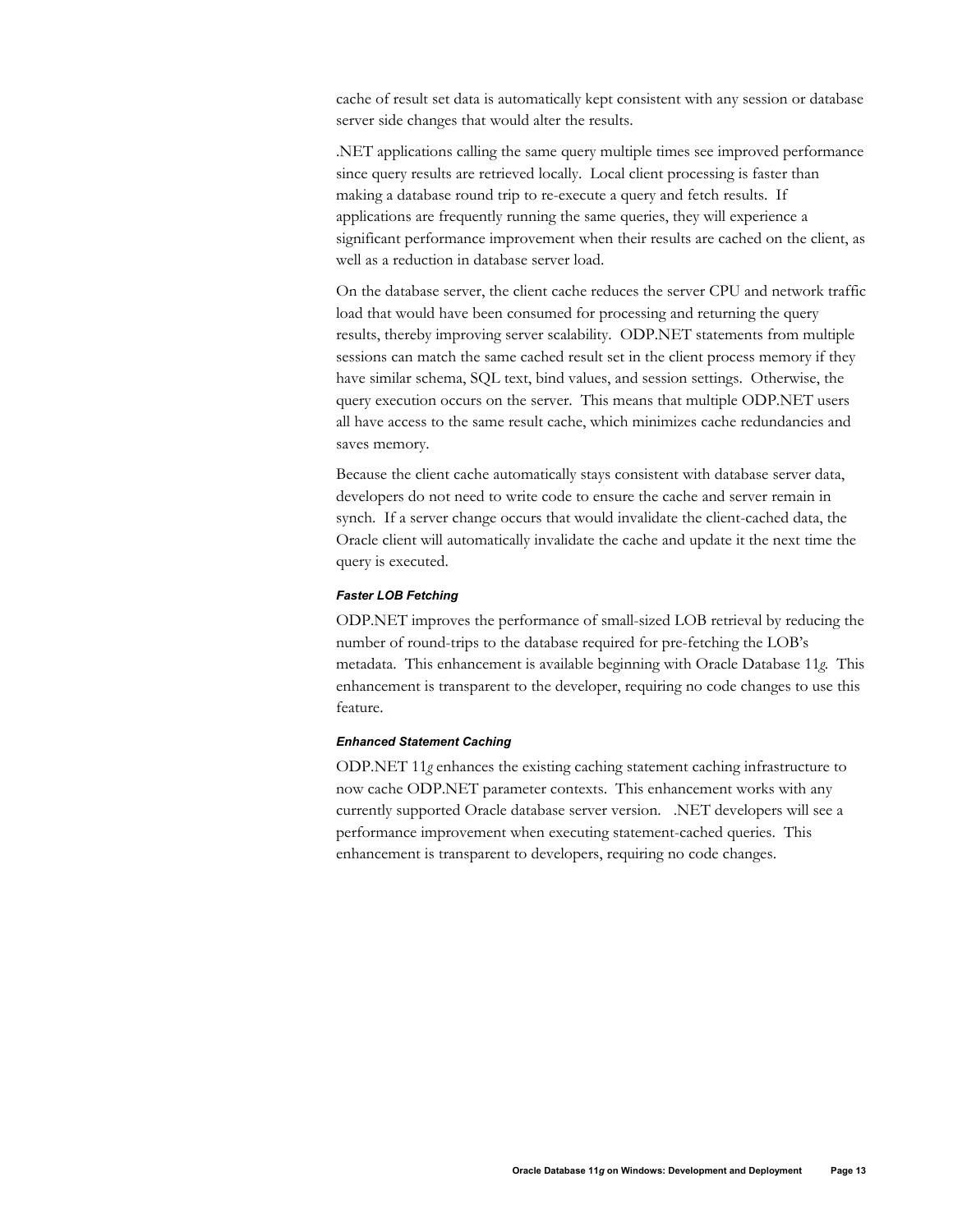cache of result set data is automatically kept consistent with any session or database server side changes that would alter the results.

.NET applications calling the same query multiple times see improved performance since query results are retrieved locally. Local client processing is faster than making a database round trip to re-execute a query and fetch results. If applications are frequently running the same queries, they will experience a significant performance improvement when their results are cached on the client, as well as a reduction in database server load.

On the database server, the client cache reduces the server CPU and network traffic load that would have been consumed for processing and returning the query results, thereby improving server scalability. ODP.NET statements from multiple sessions can match the same cached result set in the client process memory if they have similar schema, SQL text, bind values, and session settings. Otherwise, the query execution occurs on the server. This means that multiple ODP.NET users all have access to the same result cache, which minimizes cache redundancies and saves memory.

Because the client cache automatically stays consistent with database server data, developers do not need to write code to ensure the cache and server remain in synch. If a server change occurs that would invalidate the client-cached data, the Oracle client will automatically invalidate the cache and update it the next time the query is executed.

#### *Faster LOB Fetching*

ODP.NET improves the performance of small-sized LOB retrieval by reducing the number of round-trips to the database required for pre-fetching the LOB's metadata. This enhancement is available beginning with Oracle Database 11*g*. This enhancement is transparent to the developer, requiring no code changes to use this feature.

#### *Enhanced Statement Caching*

ODP.NET 11*g* enhances the existing caching statement caching infrastructure to now cache ODP.NET parameter contexts. This enhancement works with any currently supported Oracle database server version. .NET developers will see a performance improvement when executing statement-cached queries. This enhancement is transparent to developers, requiring no code changes.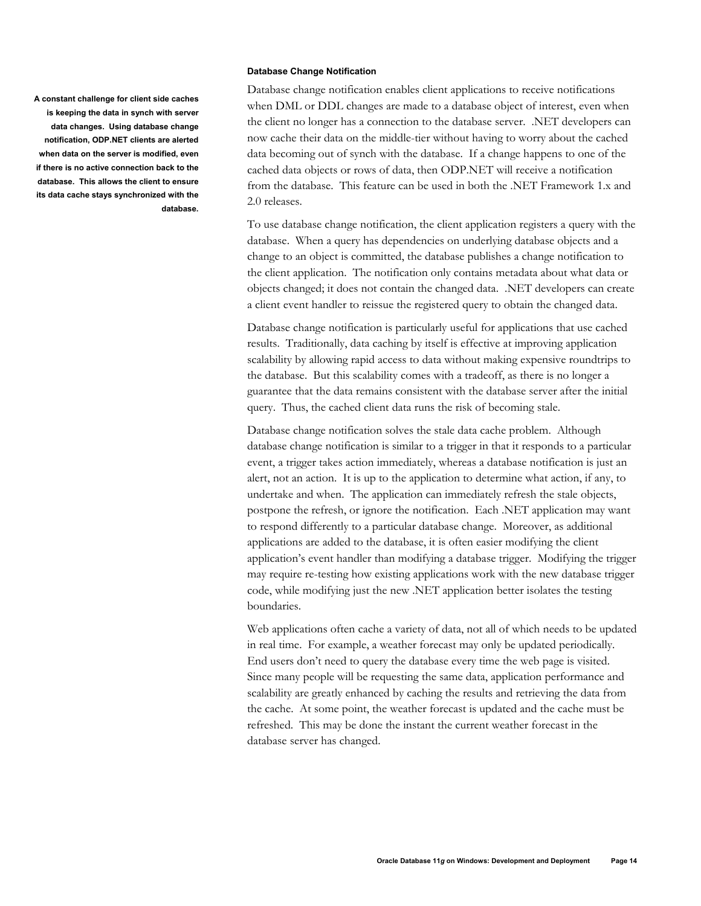### Database Change Notification

**A constant challenge for client side caches is keeping the data in synch with server data changes. Using database change notification, ODP.NET clients are alerted when data on the server is modified, even if there is no active connection back to the database. This allows the client to ensure its data cache stays synchronized with the database.**

Database change notification enables client applications to receive notifications when DML or DDL changes are made to a database object of interest, even when the client no longer has a connection to the database server. .NET developers can now cache their data on the middle-tier without having to worry about the cached data becoming out of synch with the database. If a change happens to one of the cached data objects or rows of data, then ODP.NET will receive a notification from the database. This feature can be used in both the .NET Framework 1.x and 2.0 releases.

To use database change notification, the client application registers a query with the database. When a query has dependencies on underlying database objects and a change to an object is committed, the database publishes a change notification to the client application. The notification only contains metadata about what data or objects changed; it does not contain the changed data. .NET developers can create a client event handler to reissue the registered query to obtain the changed data.

Database change notification is particularly useful for applications that use cached results. Traditionally, data caching by itself is effective at improving application scalability by allowing rapid access to data without making expensive roundtrips to the database. But this scalability comes with a tradeoff, as there is no longer a guarantee that the data remains consistent with the database server after the initial query. Thus, the cached client data runs the risk of becoming stale.

Database change notification solves the stale data cache problem. Although database change notification is similar to a trigger in that it responds to a particular event, a trigger takes action immediately, whereas a database notification is just an alert, not an action. It is up to the application to determine what action, if any, to undertake and when. The application can immediately refresh the stale objects, postpone the refresh, or ignore the notification. Each .NET application may want to respond differently to a particular database change. Moreover, as additional applications are added to the database, it is often easier modifying the client application's event handler than modifying a database trigger. Modifying the trigger may require re-testing how existing applications work with the new database trigger code, while modifying just the new .NET application better isolates the testing boundaries.

Web applications often cache a variety of data, not all of which needs to be updated in real time. For example, a weather forecast may only be updated periodically. End users don't need to query the database every time the web page is visited. Since many people will be requesting the same data, application performance and scalability are greatly enhanced by caching the results and retrieving the data from the cache. At some point, the weather forecast is updated and the cache must be refreshed. This may be done the instant the current weather forecast in the database server has changed.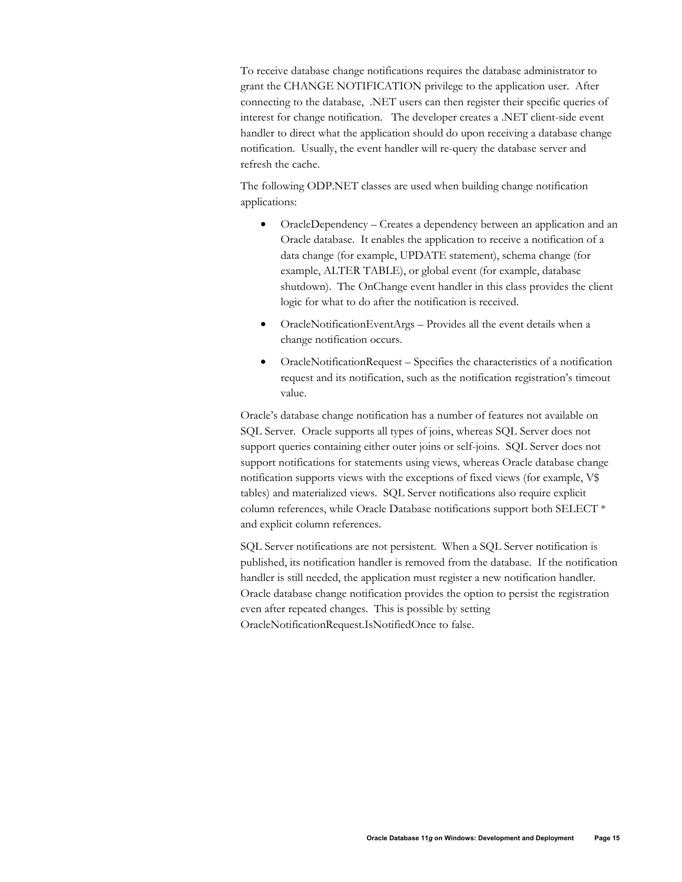To receive database change notifications requires the database administrator to grant the CHANGE NOTIFICATION privilege to the application user. After connecting to the database, .NET users can then register their specific queries of interest for change notification. The developer creates a .NET client-side event handler to direct what the application should do upon receiving a database change notification. Usually, the event handler will re-query the database server and refresh the cache.

The following ODP.NET classes are used when building change notification applications:

- OracleDependency – Creates a dependency between an application and an Oracle database. It enables the application to receive a notification of a data change (for example, UPDATE statement), schema change (for example, ALTER TABLE), or global event (for example, database shutdown). The OnChange event handler in this class provides the client logic for what to do after the notification is received.
- OracleNotificationEventArgs – Provides all the event details when a change notification occurs.
- OracleNotificationRequest – Specifies the characteristics of a notification request and its notification, such as the notification registration's timeout value.

Oracle's database change notification has a number of features not available on SQL Server. Oracle supports all types of joins, whereas SQL Server does not support queries containing either outer joins or self-joins. SQL Server does not support notifications for statements using views, whereas Oracle database change notification supports views with the exceptions of fixed views (for example, V$ tables) and materialized views. SQL Server notifications also require explicit column references, while Oracle Database notifications support both SELECT * and explicit column references.

SQL Server notifications are not persistent. When a SQL Server notification is published, its notification handler is removed from the database. If the notification handler is still needed, the application must register a new notification handler. Oracle database change notification provides the option to persist the registration even after repeated changes. This is possible by setting OracleNotificationRequest.IsNotifiedOnce to false.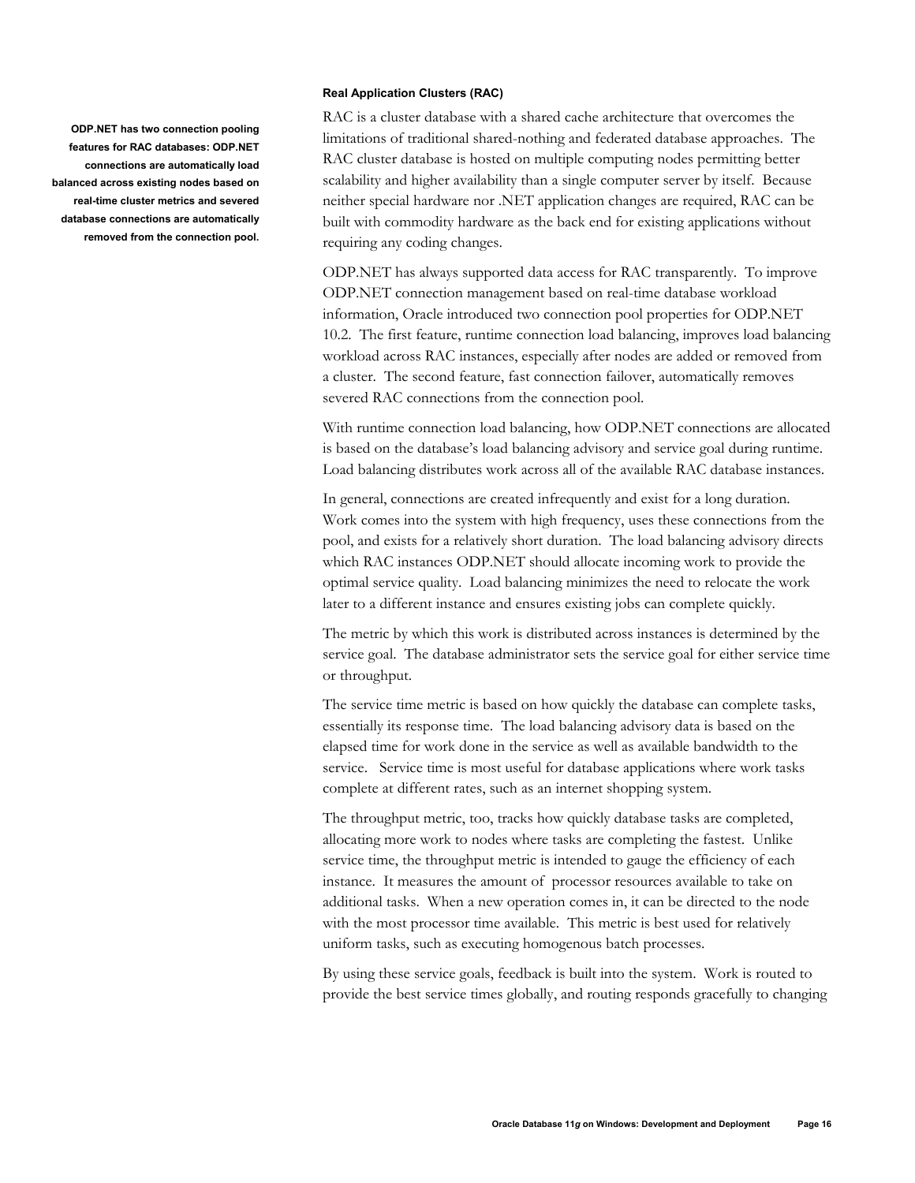### Real Application Clusters (RAC)

**ODP.NET has two connection pooling features for RAC databases: ODP.NET connections are automatically load balanced across existing nodes based on real-time cluster metrics and severed database connections are automatically removed from the connection pool.**

RAC is a cluster database with a shared cache architecture that overcomes the limitations of traditional shared-nothing and federated database approaches. The RAC cluster database is hosted on multiple computing nodes permitting better scalability and higher availability than a single computer server by itself. Because neither special hardware nor .NET application changes are required, RAC can be built with commodity hardware as the back end for existing applications without requiring any coding changes.

ODP.NET has always supported data access for RAC transparently. To improve ODP.NET connection management based on real-time database workload information, Oracle introduced two connection pool properties for ODP.NET 10.2. The first feature, runtime connection load balancing, improves load balancing workload across RAC instances, especially after nodes are added or removed from a cluster. The second feature, fast connection failover, automatically removes severed RAC connections from the connection pool.

With runtime connection load balancing, how ODP.NET connections are allocated is based on the database's load balancing advisory and service goal during runtime. Load balancing distributes work across all of the available RAC database instances.

In general, connections are created infrequently and exist for a long duration. Work comes into the system with high frequency, uses these connections from the pool, and exists for a relatively short duration. The load balancing advisory directs which RAC instances ODP.NET should allocate incoming work to provide the optimal service quality. Load balancing minimizes the need to relocate the work later to a different instance and ensures existing jobs can complete quickly.

The metric by which this work is distributed across instances is determined by the service goal. The database administrator sets the service goal for either service time or throughput.

The service time metric is based on how quickly the database can complete tasks, essentially its response time. The load balancing advisory data is based on the elapsed time for work done in the service as well as available bandwidth to the service. Service time is most useful for database applications where work tasks complete at different rates, such as an internet shopping system.

The throughput metric, too, tracks how quickly database tasks are completed, allocating more work to nodes where tasks are completing the fastest. Unlike service time, the throughput metric is intended to gauge the efficiency of each instance. It measures the amount of processor resources available to take on additional tasks. When a new operation comes in, it can be directed to the node with the most processor time available. This metric is best used for relatively uniform tasks, such as executing homogenous batch processes.

By using these service goals, feedback is built into the system. Work is routed to provide the best service times globally, and routing responds gracefully to changing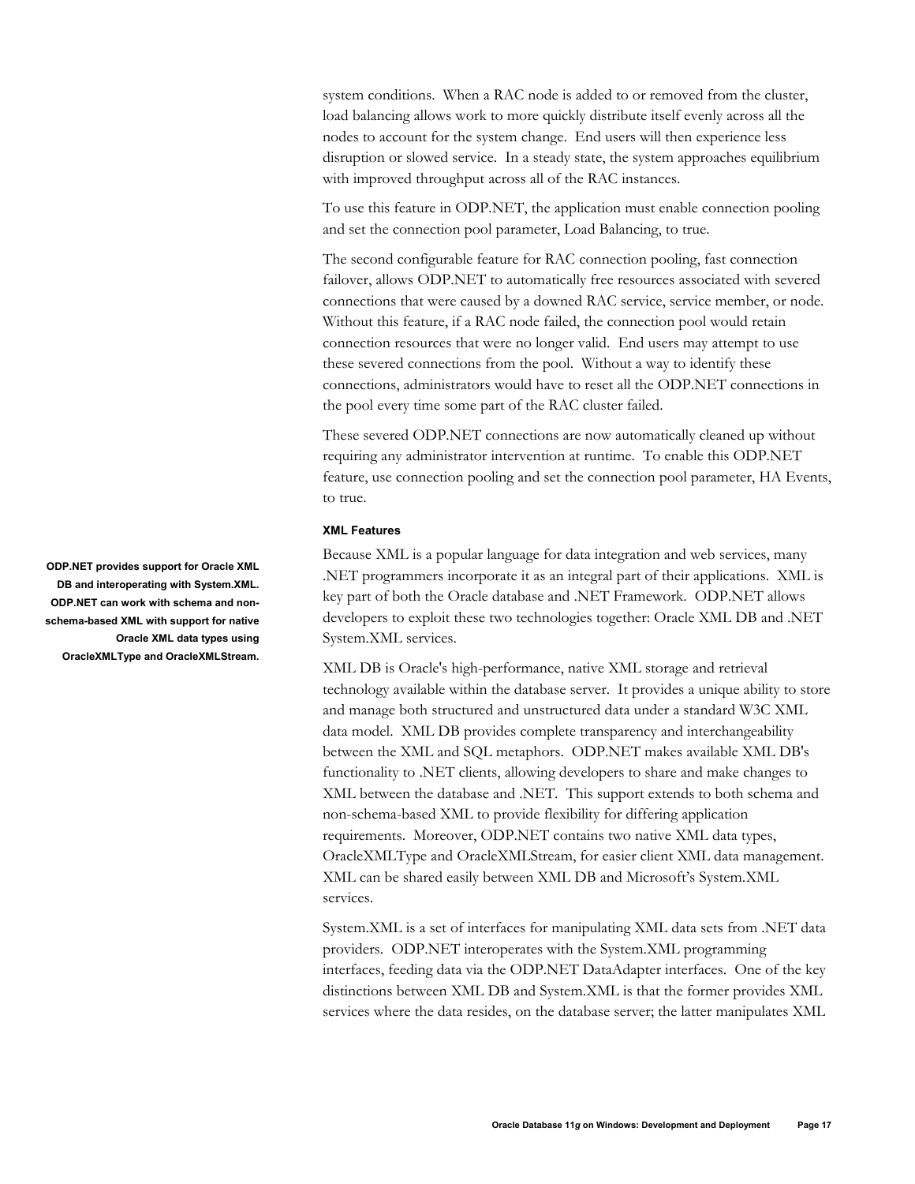system conditions. When a RAC node is added to or removed from the cluster, load balancing allows work to more quickly distribute itself evenly across all the nodes to account for the system change. End users will then experience less disruption or slowed service. In a steady state, the system approaches equilibrium with improved throughput across all of the RAC instances.

To use this feature in ODP.NET, the application must enable connection pooling and set the connection pool parameter, Load Balancing, to true.

The second configurable feature for RAC connection pooling, fast connection failover, allows ODP.NET to automatically free resources associated with severed connections that were caused by a downed RAC service, service member, or node. Without this feature, if a RAC node failed, the connection pool would retain connection resources that were no longer valid. End users may attempt to use these severed connections from the pool. Without a way to identify these connections, administrators would have to reset all the ODP.NET connections in the pool every time some part of the RAC cluster failed.

These severed ODP.NET connections are now automatically cleaned up without requiring any administrator intervention at runtime. To enable this ODP.NET feature, use connection pooling and set the connection pool parameter, HA Events, to true.

#### XML Features

**ODP.NET provides support for Oracle XML DB and interoperating with System.XML. ODP.NET can work with schema and non-schema-based XML with support for native Oracle XML data types using OracleXMLType and OracleXMLStream.**

Because XML is a popular language for data integration and web services, many .NET programmers incorporate it as an integral part of their applications. XML is key part of both the Oracle database and .NET Framework. ODP.NET allows developers to exploit these two technologies together: Oracle XML DB and .NET System.XML services.

XML DB is Oracle's high-performance, native XML storage and retrieval technology available within the database server. It provides a unique ability to store and manage both structured and unstructured data under a standard W3C XML data model. XML DB provides complete transparency and interchangeability between the XML and SQL metaphors. ODP.NET makes available XML DB's functionality to .NET clients, allowing developers to share and make changes to XML between the database and .NET. This support extends to both schema and non-schema-based XML to provide flexibility for differing application requirements. Moreover, ODP.NET contains two native XML data types, OracleXMLType and OracleXMLStream, for easier client XML data management. XML can be shared easily between XML DB and Microsoft's System.XML services.

System.XML is a set of interfaces for manipulating XML data sets from .NET data providers. ODP.NET interoperates with the System.XML programming interfaces, feeding data via the ODP.NET DataAdapter interfaces. One of the key distinctions between XML DB and System.XML is that the former provides XML services where the data resides, on the database server; the latter manipulates XML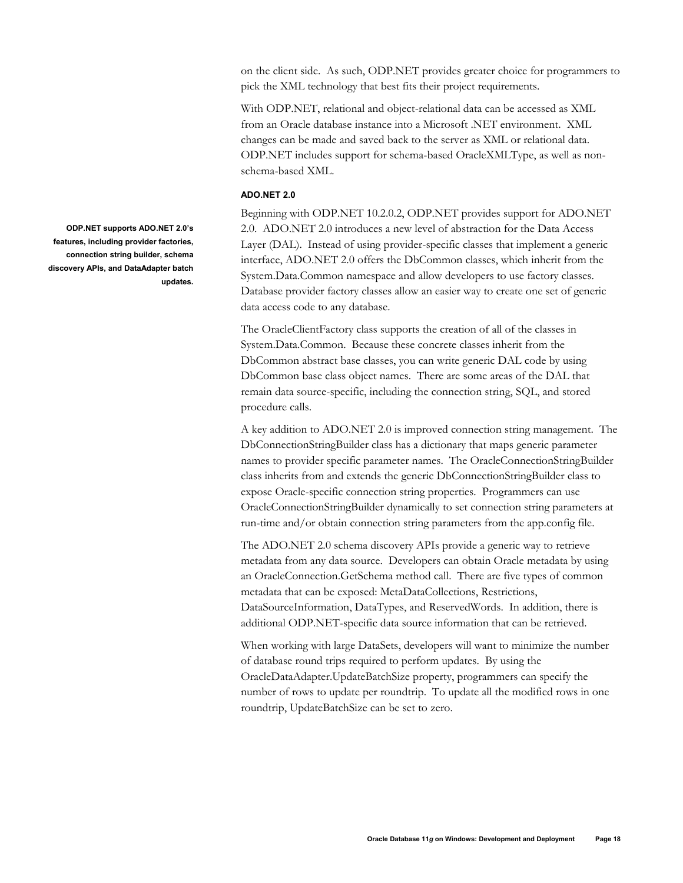on the client side. As such, ODP.NET provides greater choice for programmers to pick the XML technology that best fits their project requirements.

With ODP.NET, relational and object-relational data can be accessed as XML from an Oracle database instance into a Microsoft .NET environment. XML changes can be made and saved back to the server as XML or relational data. ODP.NET includes support for schema-based OracleXMLType, as well as non-schema-based XML.

#### ADO.NET 2.0

**ODP.NET supports ADO.NET 2.0's features, including provider factories, connection string builder, schema discovery APIs, and DataAdapter batch updates.**

Beginning with ODP.NET 10.2.0.2, ODP.NET provides support for ADO.NET 2.0. ADO.NET 2.0 introduces a new level of abstraction for the Data Access Layer (DAL). Instead of using provider-specific classes that implement a generic interface, ADO.NET 2.0 offers the DbCommon classes, which inherit from the System.Data.Common namespace and allow developers to use factory classes. Database provider factory classes allow an easier way to create one set of generic data access code to any database.

The OracleClientFactory class supports the creation of all of the classes in System.Data.Common. Because these concrete classes inherit from the DbCommon abstract base classes, you can write generic DAL code by using DbCommon base class object names. There are some areas of the DAL that remain data source-specific, including the connection string, SQL, and stored procedure calls.

A key addition to ADO.NET 2.0 is improved connection string management. The DbConnectionStringBuilder class has a dictionary that maps generic parameter names to provider specific parameter names. The OracleConnectionStringBuilder class inherits from and extends the generic DbConnectionStringBuilder class to expose Oracle-specific connection string properties. Programmers can use OracleConnectionStringBuilder dynamically to set connection string parameters at run-time and/or obtain connection string parameters from the app.config file.

The ADO.NET 2.0 schema discovery APIs provide a generic way to retrieve metadata from any data source. Developers can obtain Oracle metadata by using an OracleConnection.GetSchema method call. There are five types of common metadata that can be exposed: MetaDataCollections, Restrictions, DataSourceInformation, DataTypes, and ReservedWords. In addition, there is additional ODP.NET-specific data source information that can be retrieved.

When working with large DataSets, developers will want to minimize the number of database round trips required to perform updates. By using the OracleDataAdapter.UpdateBatchSize property, programmers can specify the number of rows to update per roundtrip. To update all the modified rows in one roundtrip, UpdateBatchSize can be set to zero.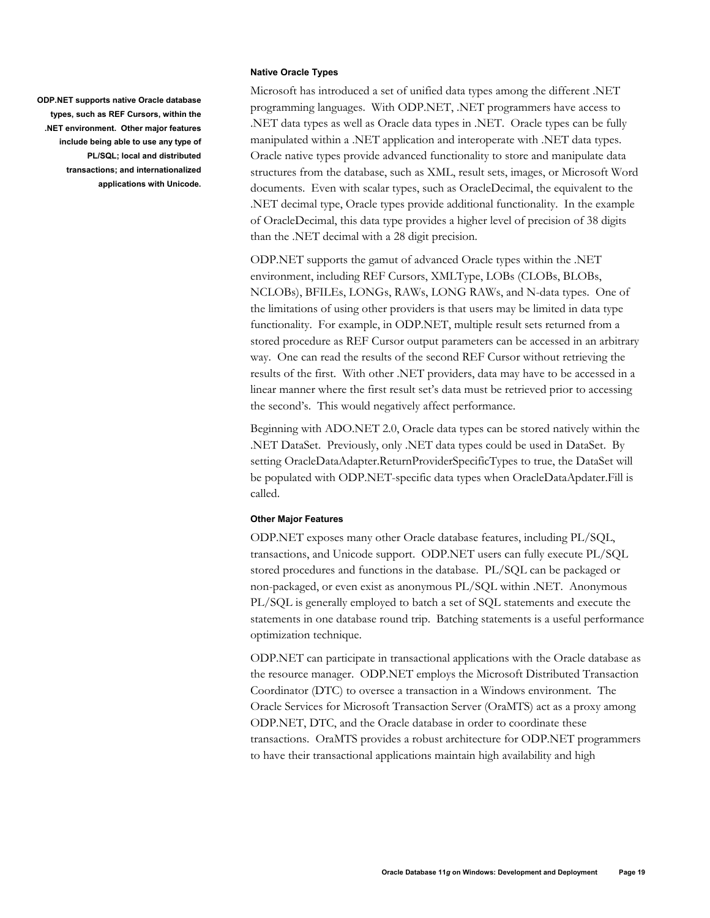**ODP.NET supports native Oracle database types, such as REF Cursors, within the .NET environment. Other major features include being able to use any type of PL/SQL; local and distributed transactions; and internationalized applications with Unicode.**

#### Native Oracle Types

Microsoft has introduced a set of unified data types among the different .NET programming languages. With ODP.NET, .NET programmers have access to .NET data types as well as Oracle data types in .NET. Oracle types can be fully manipulated within a .NET application and interoperate with .NET data types. Oracle native types provide advanced functionality to store and manipulate data structures from the database, such as XML, result sets, images, or Microsoft Word documents. Even with scalar types, such as OracleDecimal, the equivalent to the .NET decimal type, Oracle types provide additional functionality. In the example of OracleDecimal, this data type provides a higher level of precision of 38 digits than the .NET decimal with a 28 digit precision.

ODP.NET supports the gamut of advanced Oracle types within the .NET environment, including REF Cursors, XMLType, LOBs (CLOBs, BLOBs, NCLOBs), BFILEs, LONGs, RAWs, LONG RAWs, and N-data types. One of the limitations of using other providers is that users may be limited in data type functionality. For example, in ODP.NET, multiple result sets returned from a stored procedure as REF Cursor output parameters can be accessed in an arbitrary way. One can read the results of the second REF Cursor without retrieving the results of the first. With other .NET providers, data may have to be accessed in a linear manner where the first result set's data must be retrieved prior to accessing the second's. This would negatively affect performance.

Beginning with ADO.NET 2.0, Oracle data types can be stored natively within the .NET DataSet. Previously, only .NET data types could be used in DataSet. By setting OracleDataAdapter.ReturnProviderSpecificTypes to true, the DataSet will be populated with ODP.NET-specific data types when OracleDataApdater.Fill is called.

#### Other Major Features

ODP.NET exposes many other Oracle database features, including PL/SQL, transactions, and Unicode support. ODP.NET users can fully execute PL/SQL stored procedures and functions in the database. PL/SQL can be packaged or non-packaged, or even exist as anonymous PL/SQL within .NET. Anonymous PL/SQL is generally employed to batch a set of SQL statements and execute the statements in one database round trip. Batching statements is a useful performance optimization technique.

ODP.NET can participate in transactional applications with the Oracle database as the resource manager. ODP.NET employs the Microsoft Distributed Transaction Coordinator (DTC) to oversee a transaction in a Windows environment. The Oracle Services for Microsoft Transaction Server (OraMTS) act as a proxy among ODP.NET, DTC, and the Oracle database in order to coordinate these transactions. OraMTS provides a robust architecture for ODP.NET programmers to have their transactional applications maintain high availability and high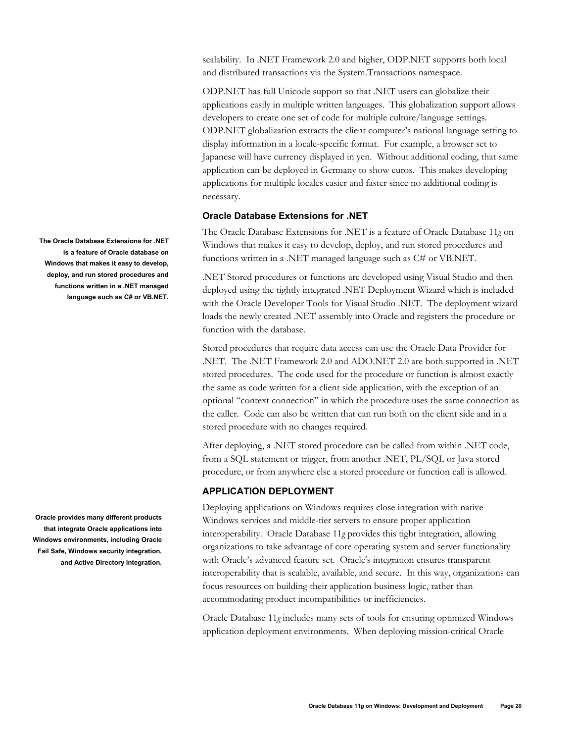scalability. In .NET Framework 2.0 and higher, ODP.NET supports both local and distributed transactions via the System.Transactions namespace.

ODP.NET has full Unicode support so that .NET users can globalize their applications easily in multiple written languages. This globalization support allows developers to create one set of code for multiple culture/language settings. ODP.NET globalization extracts the client computer's national language setting to display information in a locale-specific format. For example, a browser set to Japanese will have currency displayed in yen. Without additional coding, that same application can be deployed in Germany to show euros. This makes developing applications for multiple locales easier and faster since no additional coding is necessary.

### Oracle Database Extensions for .NET

**The Oracle Database Extensions for .NET is a feature of Oracle database on Windows that makes it easy to develop, deploy, and run stored procedures and functions written in a .NET managed language such as C# or VB.NET.**

The Oracle Database Extensions for .NET is a feature of Oracle Database 11*g* on Windows that makes it easy to develop, deploy, and run stored procedures and functions written in a .NET managed language such as C# or VB.NET.

.NET Stored procedures or functions are developed using Visual Studio and then deployed using the tightly integrated .NET Deployment Wizard which is included with the Oracle Developer Tools for Visual Studio .NET. The deployment wizard loads the newly created .NET assembly into Oracle and registers the procedure or function with the database.

Stored procedures that require data access can use the Oracle Data Provider for .NET. The .NET Framework 2.0 and ADO.NET 2.0 are both supported in .NET stored procedures. The code used for the procedure or function is almost exactly the same as code written for a client side application, with the exception of an optional "context connection" in which the procedure uses the same connection as the caller. Code can also be written that can run both on the client side and in a stored procedure with no changes required.

After deploying, a .NET stored procedure can be called from within .NET code, from a SQL statement or trigger, from another .NET, PL/SQL or Java stored procedure, or from anywhere else a stored procedure or function call is allowed.

## APPLICATION DEPLOYMENT

**Oracle provides many different products that integrate Oracle applications into Windows environments, including Oracle Fail Safe, Windows security integration, and Active Directory integration.**

Deploying applications on Windows requires close integration with native Windows services and middle-tier servers to ensure proper application interoperability. Oracle Database 11*g* provides this tight integration, allowing organizations to take advantage of core operating system and server functionality with Oracle's advanced feature set. Oracle's integration ensures transparent interoperability that is scalable, available, and secure. In this way, organizations can focus resources on building their application business logic, rather than accommodating product incompatibilities or inefficiencies.

Oracle Database 11*g* includes many sets of tools for ensuring optimized Windows application deployment environments. When deploying mission-critical Oracle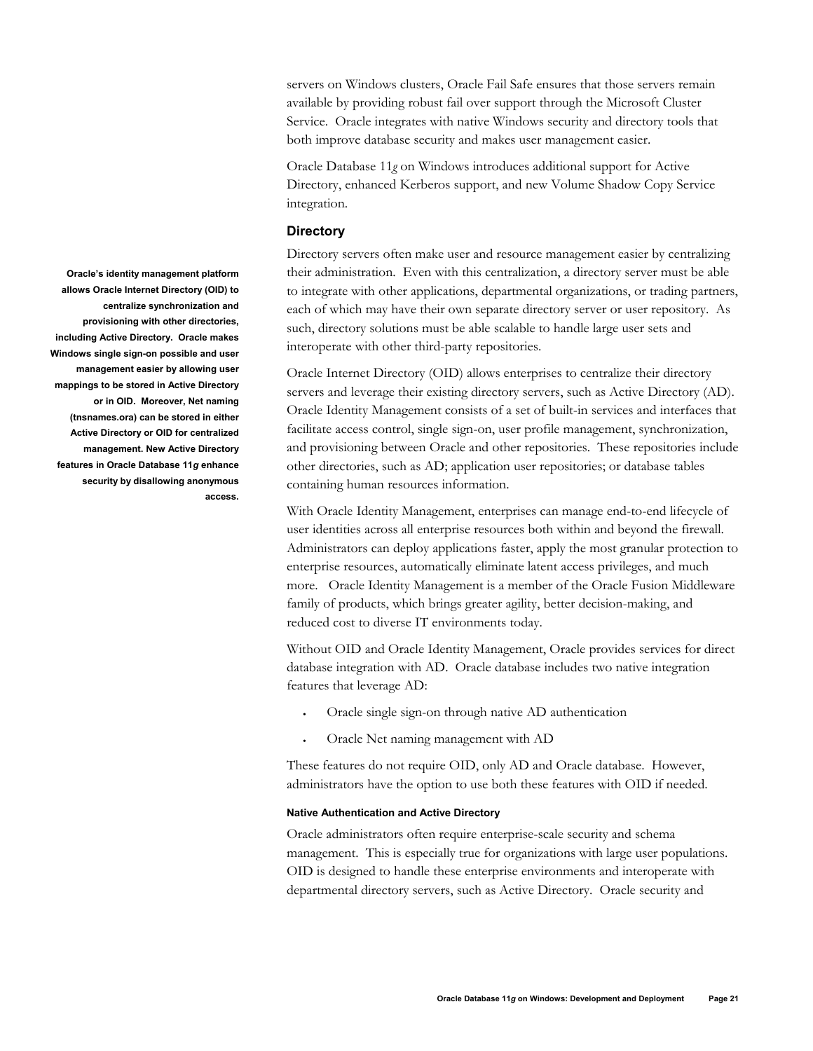servers on Windows clusters, Oracle Fail Safe ensures that those servers remain available by providing robust fail over support through the Microsoft Cluster Service. Oracle integrates with native Windows security and directory tools that both improve database security and makes user management easier.

Oracle Database 11*g* on Windows introduces additional support for Active Directory, enhanced Kerberos support, and new Volume Shadow Copy Service integration.

### Directory

**Oracle's identity management platform allows Oracle Internet Directory (OID) to centralize synchronization and provisioning with other directories, including Active Directory. Oracle makes Windows single sign-on possible and user management easier by allowing user mappings to be stored in Active Directory or in OID. Moreover, Net naming (tnsnames.ora) can be stored in either Active Directory or OID for centralized management. New Active Directory features in Oracle Database 11*g* enhance security by disallowing anonymous access.**

Directory servers often make user and resource management easier by centralizing their administration. Even with this centralization, a directory server must be able to integrate with other applications, departmental organizations, or trading partners, each of which may have their own separate directory server or user repository. As such, directory solutions must be able scalable to handle large user sets and interoperate with other third-party repositories.

Oracle Internet Directory (OID) allows enterprises to centralize their directory servers and leverage their existing directory servers, such as Active Directory (AD). Oracle Identity Management consists of a set of built-in services and interfaces that facilitate access control, single sign-on, user profile management, synchronization, and provisioning between Oracle and other repositories. These repositories include other directories, such as AD; application user repositories; or database tables containing human resources information.

With Oracle Identity Management, enterprises can manage end-to-end lifecycle of user identities across all enterprise resources both within and beyond the firewall. Administrators can deploy applications faster, apply the most granular protection to enterprise resources, automatically eliminate latent access privileges, and much more. Oracle Identity Management is a member of the Oracle Fusion Middleware family of products, which brings greater agility, better decision-making, and reduced cost to diverse IT environments today.

Without OID and Oracle Identity Management, Oracle provides services for direct database integration with AD. Oracle database includes two native integration features that leverage AD:

- Oracle single sign-on through native AD authentication
- Oracle Net naming management with AD

These features do not require OID, only AD and Oracle database. However, administrators have the option to use both these features with OID if needed.

#### Native Authentication and Active Directory

Oracle administrators often require enterprise-scale security and schema management. This is especially true for organizations with large user populations. OID is designed to handle these enterprise environments and interoperate with departmental directory servers, such as Active Directory. Oracle security and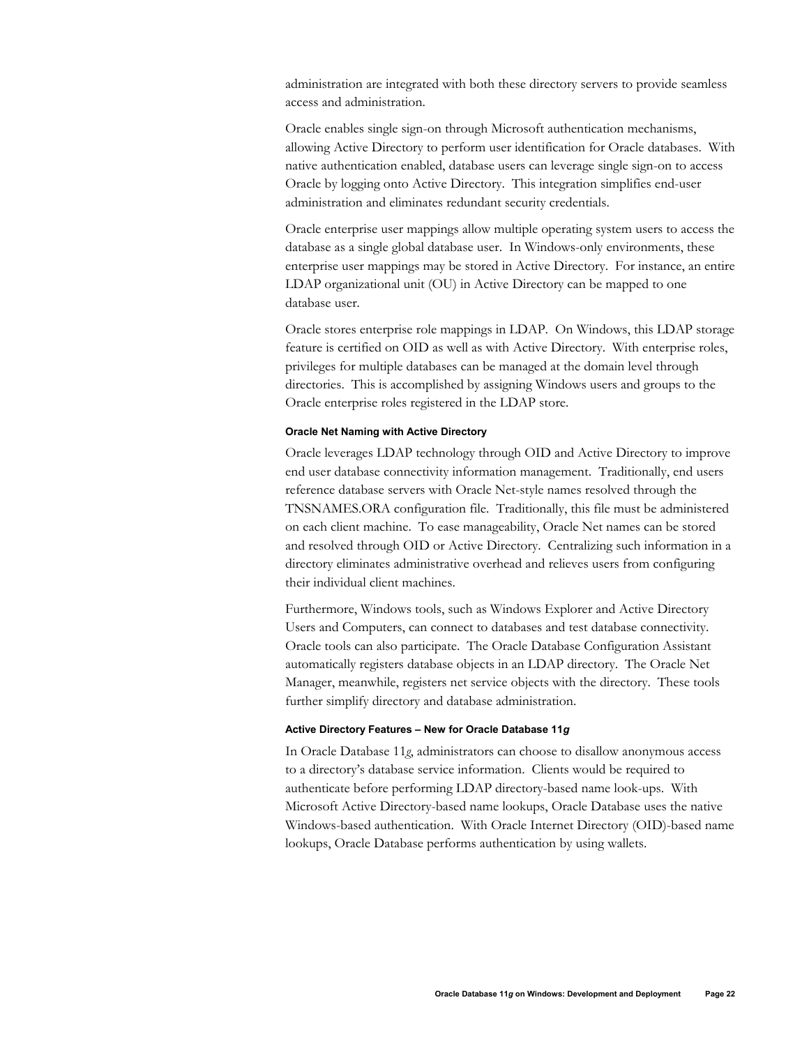administration are integrated with both these directory servers to provide seamless access and administration.

Oracle enables single sign-on through Microsoft authentication mechanisms, allowing Active Directory to perform user identification for Oracle databases. With native authentication enabled, database users can leverage single sign-on to access Oracle by logging onto Active Directory. This integration simplifies end-user administration and eliminates redundant security credentials.

Oracle enterprise user mappings allow multiple operating system users to access the database as a single global database user. In Windows-only environments, these enterprise user mappings may be stored in Active Directory. For instance, an entire LDAP organizational unit (OU) in Active Directory can be mapped to one database user.

Oracle stores enterprise role mappings in LDAP. On Windows, this LDAP storage feature is certified on OID as well as with Active Directory. With enterprise roles, privileges for multiple databases can be managed at the domain level through directories. This is accomplished by assigning Windows users and groups to the Oracle enterprise roles registered in the LDAP store.

#### Oracle Net Naming with Active Directory

Oracle leverages LDAP technology through OID and Active Directory to improve end user database connectivity information management. Traditionally, end users reference database servers with Oracle Net-style names resolved through the TNSNAMES.ORA configuration file. Traditionally, this file must be administered on each client machine. To ease manageability, Oracle Net names can be stored and resolved through OID or Active Directory. Centralizing such information in a directory eliminates administrative overhead and relieves users from configuring their individual client machines.

Furthermore, Windows tools, such as Windows Explorer and Active Directory Users and Computers, can connect to databases and test database connectivity. Oracle tools can also participate. The Oracle Database Configuration Assistant automatically registers database objects in an LDAP directory. The Oracle Net Manager, meanwhile, registers net service objects with the directory. These tools further simplify directory and database administration.

#### Active Directory Features – New for Oracle Database 11*g*

In Oracle Database 11*g*, administrators can choose to disallow anonymous access to a directory's database service information. Clients would be required to authenticate before performing LDAP directory-based name look-ups. With Microsoft Active Directory-based name lookups, Oracle Database uses the native Windows-based authentication. With Oracle Internet Directory (OID)-based name lookups, Oracle Database performs authentication by using wallets.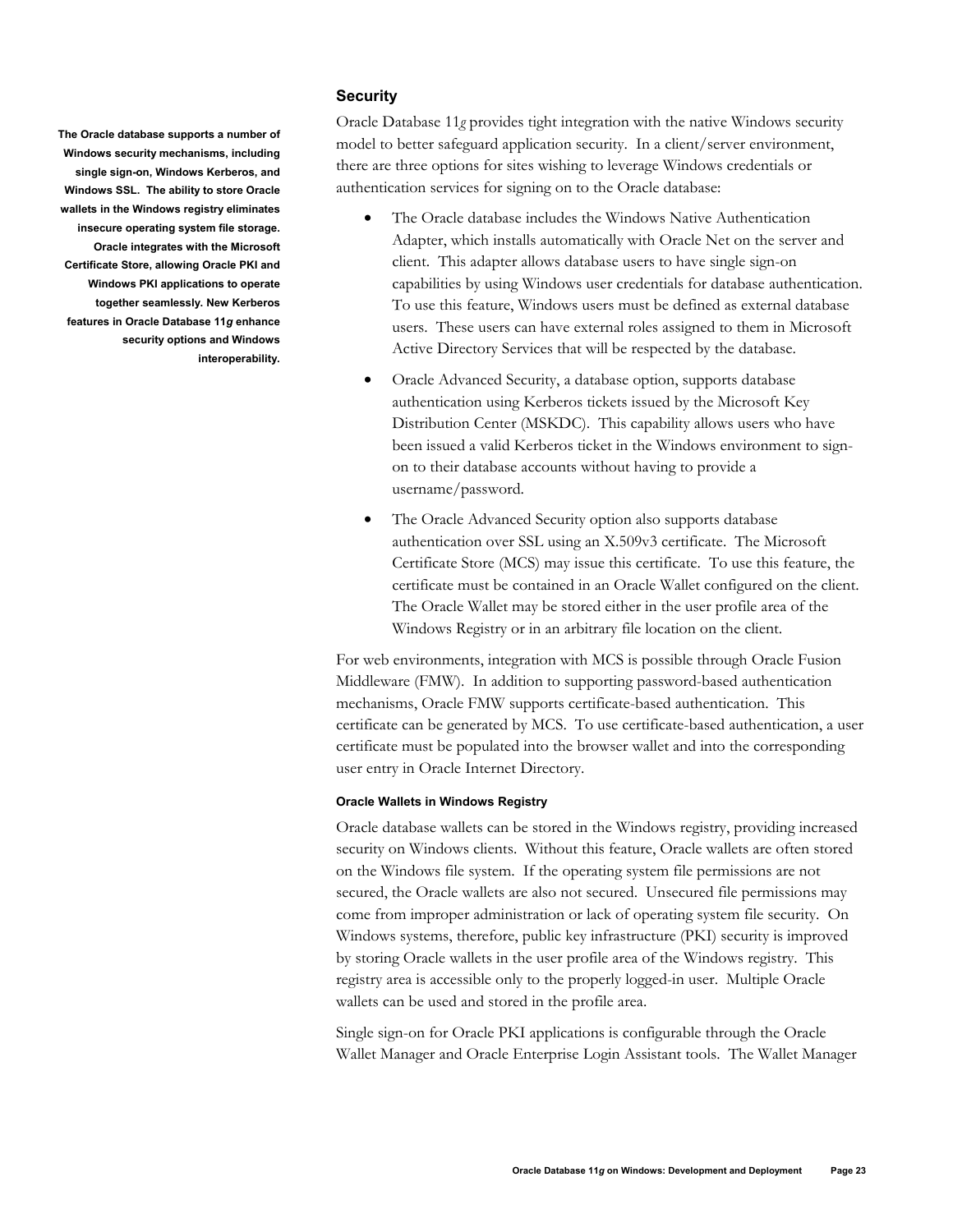## Security

**The Oracle database supports a number of Windows security mechanisms, including single sign-on, Windows Kerberos, and Windows SSL. The ability to store Oracle wallets in the Windows registry eliminates insecure operating system file storage. Oracle integrates with the Microsoft Certificate Store, allowing Oracle PKI and Windows PKI applications to operate together seamlessly. New Kerberos features in Oracle Database 11*g* enhance security options and Windows interoperability.**

Oracle Database 11*g* provides tight integration with the native Windows security model to better safeguard application security. In a client/server environment, there are three options for sites wishing to leverage Windows credentials or authentication services for signing on to the Oracle database:

- The Oracle database includes the Windows Native Authentication Adapter, which installs automatically with Oracle Net on the server and client. This adapter allows database users to have single sign-on capabilities by using Windows user credentials for database authentication. To use this feature, Windows users must be defined as external database users. These users can have external roles assigned to them in Microsoft Active Directory Services that will be respected by the database.
- Oracle Advanced Security, a database option, supports database authentication using Kerberos tickets issued by the Microsoft Key Distribution Center (MSKDC). This capability allows users who have been issued a valid Kerberos ticket in the Windows environment to sign-on to their database accounts without having to provide a username/password.
- The Oracle Advanced Security option also supports database authentication over SSL using an X.509v3 certificate. The Microsoft Certificate Store (MCS) may issue this certificate. To use this feature, the certificate must be contained in an Oracle Wallet configured on the client. The Oracle Wallet may be stored either in the user profile area of the Windows Registry or in an arbitrary file location on the client.

For web environments, integration with MCS is possible through Oracle Fusion Middleware (FMW). In addition to supporting password-based authentication mechanisms, Oracle FMW supports certificate-based authentication. This certificate can be generated by MCS. To use certificate-based authentication, a user certificate must be populated into the browser wallet and into the corresponding user entry in Oracle Internet Directory.

#### Oracle Wallets in Windows Registry

Oracle database wallets can be stored in the Windows registry, providing increased security on Windows clients. Without this feature, Oracle wallets are often stored on the Windows file system. If the operating system file permissions are not secured, the Oracle wallets are also not secured. Unsecured file permissions may come from improper administration or lack of operating system file security. On Windows systems, therefore, public key infrastructure (PKI) security is improved by storing Oracle wallets in the user profile area of the Windows registry. This registry area is accessible only to the properly logged-in user. Multiple Oracle wallets can be used and stored in the profile area.

Single sign-on for Oracle PKI applications is configurable through the Oracle Wallet Manager and Oracle Enterprise Login Assistant tools. The Wallet Manager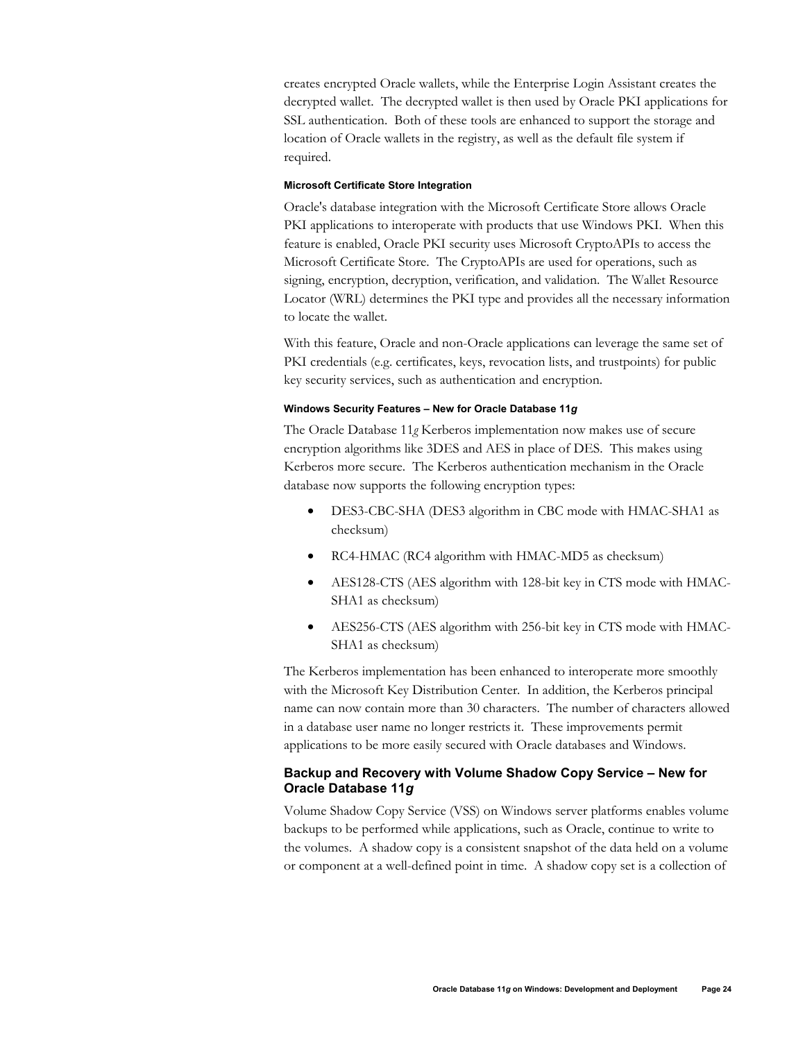creates encrypted Oracle wallets, while the Enterprise Login Assistant creates the decrypted wallet. The decrypted wallet is then used by Oracle PKI applications for SSL authentication. Both of these tools are enhanced to support the storage and location of Oracle wallets in the registry, as well as the default file system if required.

#### Microsoft Certificate Store Integration

Oracle's database integration with the Microsoft Certificate Store allows Oracle PKI applications to interoperate with products that use Windows PKI. When this feature is enabled, Oracle PKI security uses Microsoft CryptoAPIs to access the Microsoft Certificate Store. The CryptoAPIs are used for operations, such as signing, encryption, decryption, verification, and validation. The Wallet Resource Locator (WRL) determines the PKI type and provides all the necessary information to locate the wallet.

With this feature, Oracle and non-Oracle applications can leverage the same set of PKI credentials (e.g. certificates, keys, revocation lists, and trustpoints) for public key security services, such as authentication and encryption.

#### Windows Security Features – New for Oracle Database 11*g*

The Oracle Database 11*g* Kerberos implementation now makes use of secure encryption algorithms like 3DES and AES in place of DES. This makes using Kerberos more secure. The Kerberos authentication mechanism in the Oracle database now supports the following encryption types:

- DES3-CBC-SHA (DES3 algorithm in CBC mode with HMAC-SHA1 as checksum)
- RC4-HMAC (RC4 algorithm with HMAC-MD5 as checksum)
- AES128-CTS (AES algorithm with 128-bit key in CTS mode with HMAC-SHA1 as checksum)
- AES256-CTS (AES algorithm with 256-bit key in CTS mode with HMAC-SHA1 as checksum)

The Kerberos implementation has been enhanced to interoperate more smoothly with the Microsoft Key Distribution Center. In addition, the Kerberos principal name can now contain more than 30 characters. The number of characters allowed in a database user name no longer restricts it. These improvements permit applications to be more easily secured with Oracle databases and Windows.

### Backup and Recovery with Volume Shadow Copy Service – New for Oracle Database 11*g*

Volume Shadow Copy Service (VSS) on Windows server platforms enables volume backups to be performed while applications, such as Oracle, continue to write to the volumes. A shadow copy is a consistent snapshot of the data held on a volume or component at a well-defined point in time. A shadow copy set is a collection of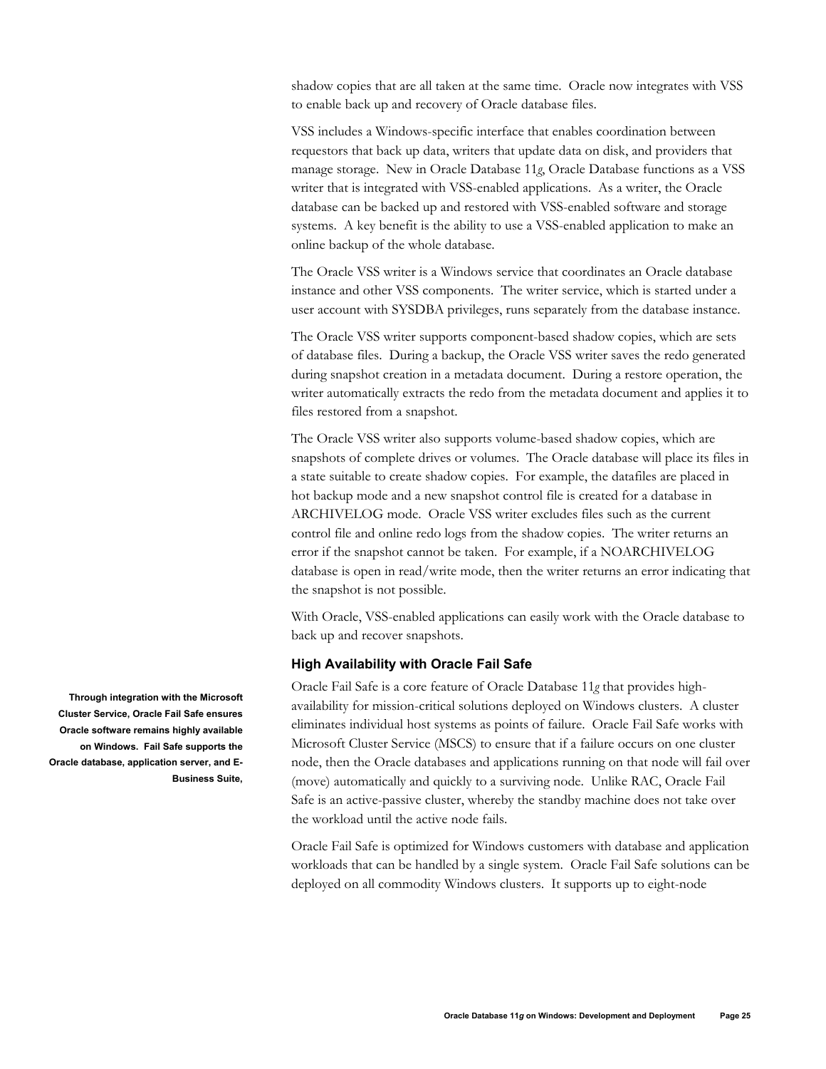shadow copies that are all taken at the same time. Oracle now integrates with VSS to enable back up and recovery of Oracle database files.

VSS includes a Windows-specific interface that enables coordination between requestors that back up data, writers that update data on disk, and providers that manage storage. New in Oracle Database 11*g*, Oracle Database functions as a VSS writer that is integrated with VSS-enabled applications. As a writer, the Oracle database can be backed up and restored with VSS-enabled software and storage systems. A key benefit is the ability to use a VSS-enabled application to make an online backup of the whole database.

The Oracle VSS writer is a Windows service that coordinates an Oracle database instance and other VSS components. The writer service, which is started under a user account with SYSDBA privileges, runs separately from the database instance.

The Oracle VSS writer supports component-based shadow copies, which are sets of database files. During a backup, the Oracle VSS writer saves the redo generated during snapshot creation in a metadata document. During a restore operation, the writer automatically extracts the redo from the metadata document and applies it to files restored from a snapshot.

The Oracle VSS writer also supports volume-based shadow copies, which are snapshots of complete drives or volumes. The Oracle database will place its files in a state suitable to create shadow copies. For example, the datafiles are placed in hot backup mode and a new snapshot control file is created for a database in ARCHIVELOG mode. Oracle VSS writer excludes files such as the current control file and online redo logs from the shadow copies. The writer returns an error if the snapshot cannot be taken. For example, if a NOARCHIVELOG database is open in read/write mode, then the writer returns an error indicating that the snapshot is not possible.

With Oracle, VSS-enabled applications can easily work with the Oracle database to back up and recover snapshots.

### High Availability with Oracle Fail Safe

**Through integration with the Microsoft Cluster Service, Oracle Fail Safe ensures Oracle software remains highly available on Windows. Fail Safe supports the Oracle database, application server, and E-Business Suite,**

Oracle Fail Safe is a core feature of Oracle Database 11*g* that provides high-availability for mission-critical solutions deployed on Windows clusters. A cluster eliminates individual host systems as points of failure. Oracle Fail Safe works with Microsoft Cluster Service (MSCS) to ensure that if a failure occurs on one cluster node, then the Oracle databases and applications running on that node will fail over (move) automatically and quickly to a surviving node. Unlike RAC, Oracle Fail Safe is an active-passive cluster, whereby the standby machine does not take over the workload until the active node fails.

Oracle Fail Safe is optimized for Windows customers with database and application workloads that can be handled by a single system. Oracle Fail Safe solutions can be deployed on all commodity Windows clusters. It supports up to eight-node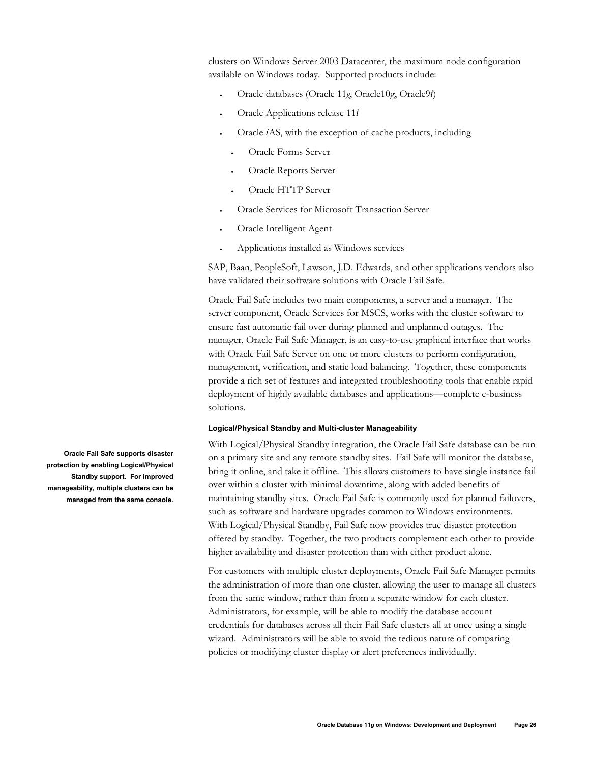clusters on Windows Server 2003 Datacenter, the maximum node configuration available on Windows today. Supported products include:

- Oracle databases (Oracle 11*g*, Oracle10g, Oracle9*i*)
- Oracle Applications release 11*i*
- Oracle *i*AS, with the exception of cache products, including
  - Oracle Forms Server
  - Oracle Reports Server
  - Oracle HTTP Server
- Oracle Services for Microsoft Transaction Server
- Oracle Intelligent Agent
- Applications installed as Windows services

SAP, Baan, PeopleSoft, Lawson, J.D. Edwards, and other applications vendors also have validated their software solutions with Oracle Fail Safe.

Oracle Fail Safe includes two main components, a server and a manager. The server component, Oracle Services for MSCS, works with the cluster software to ensure fast automatic fail over during planned and unplanned outages. The manager, Oracle Fail Safe Manager, is an easy-to-use graphical interface that works with Oracle Fail Safe Server on one or more clusters to perform configuration, management, verification, and static load balancing. Together, these components provide a rich set of features and integrated troubleshooting tools that enable rapid deployment of highly available databases and applications—complete e-business solutions.

#### Logical/Physical Standby and Multi-cluster Manageability

**Oracle Fail Safe supports disaster protection by enabling Logical/Physical Standby support. For improved manageability, multiple clusters can be managed from the same console.**

With Logical/Physical Standby integration, the Oracle Fail Safe database can be run on a primary site and any remote standby sites. Fail Safe will monitor the database, bring it online, and take it offline. This allows customers to have single instance fail over within a cluster with minimal downtime, along with added benefits of maintaining standby sites. Oracle Fail Safe is commonly used for planned failovers, such as software and hardware upgrades common to Windows environments. With Logical/Physical Standby, Fail Safe now provides true disaster protection offered by standby. Together, the two products complement each other to provide higher availability and disaster protection than with either product alone.

For customers with multiple cluster deployments, Oracle Fail Safe Manager permits the administration of more than one cluster, allowing the user to manage all clusters from the same window, rather than from a separate window for each cluster. Administrators, for example, will be able to modify the database account credentials for databases across all their Fail Safe clusters all at once using a single wizard. Administrators will be able to avoid the tedious nature of comparing policies or modifying cluster display or alert preferences individually.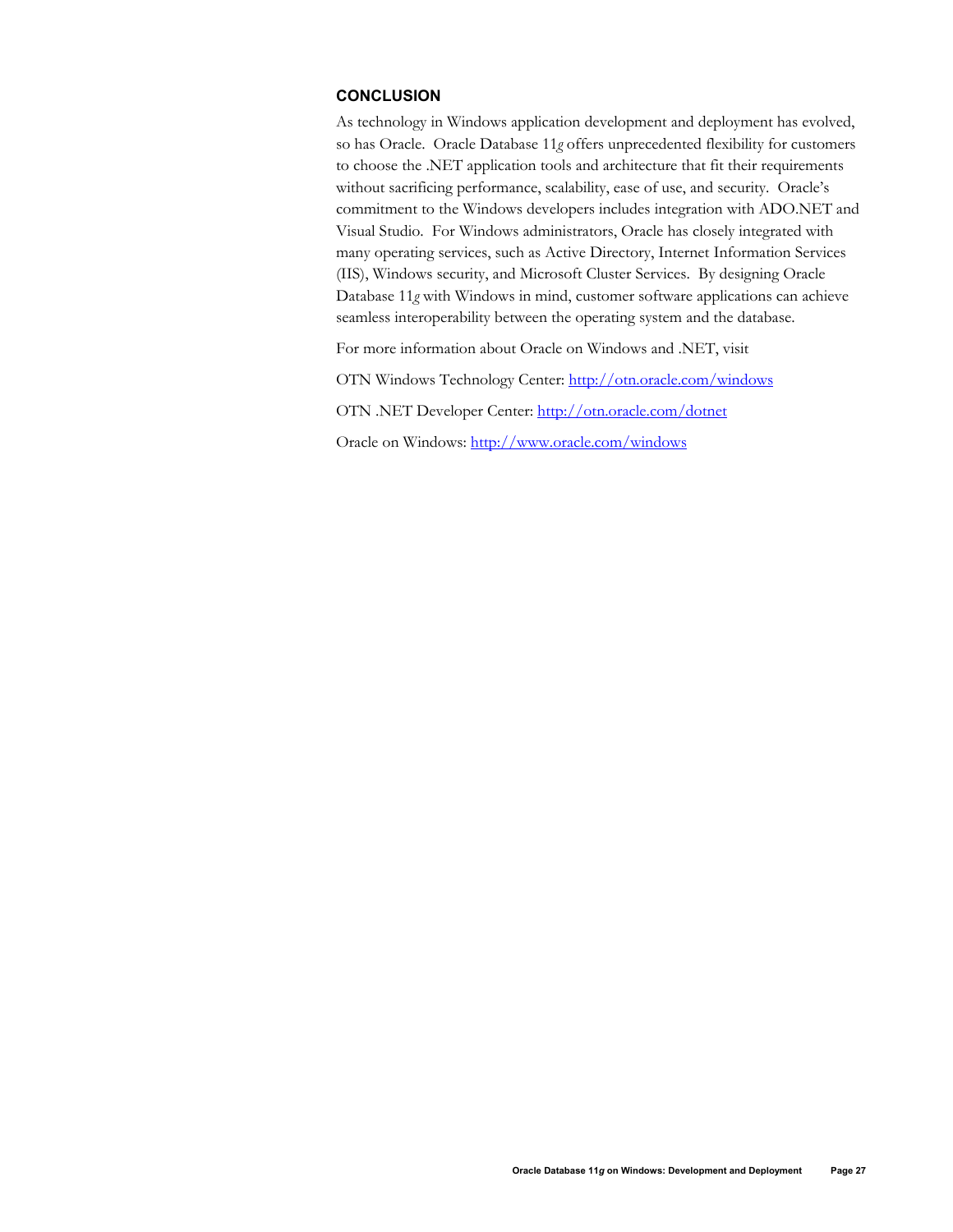## CONCLUSION

As technology in Windows application development and deployment has evolved, so has Oracle. Oracle Database 11*g* offers unprecedented flexibility for customers to choose the .NET application tools and architecture that fit their requirements without sacrificing performance, scalability, ease of use, and security. Oracle's commitment to the Windows developers includes integration with ADO.NET and Visual Studio. For Windows administrators, Oracle has closely integrated with many operating services, such as Active Directory, Internet Information Services (IIS), Windows security, and Microsoft Cluster Services. By designing Oracle Database 11*g* with Windows in mind, customer software applications can achieve seamless interoperability between the operating system and the database.

For more information about Oracle on Windows and .NET, visit

OTN Windows Technology Center: [http://otn.oracle.com/windows](http://otn.oracle.com/windows)

OTN .NET Developer Center: [http://otn.oracle.com/dotnet](http://otn.oracle.com/dotnet)

Oracle on Windows: [http://www.oracle.com/windows](http://www.oracle.com/windows)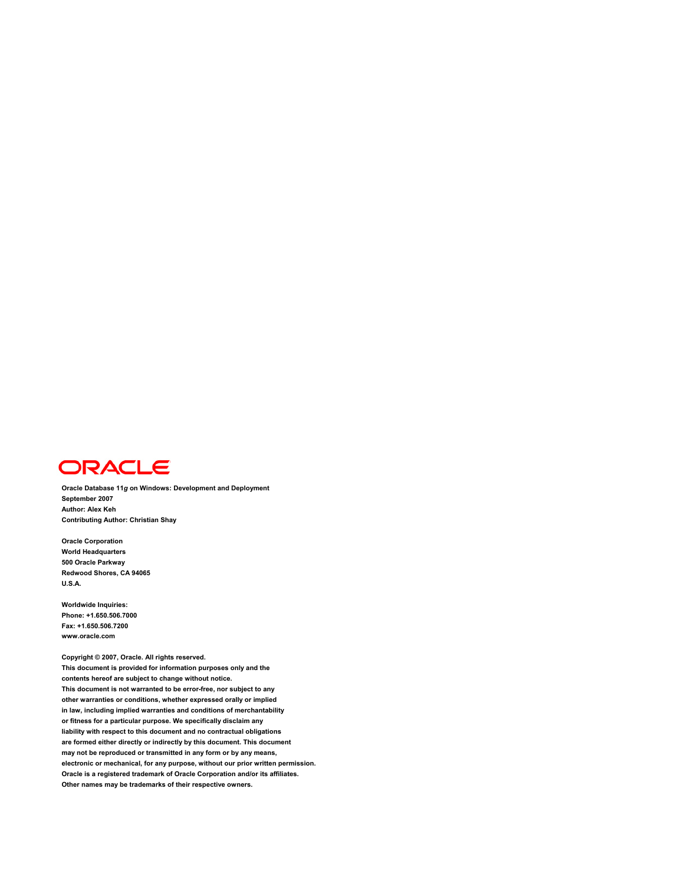ORACLE

**Oracle Database 11*g* on Windows: Development and Deployment**
**September 2007**
**Author: Alex Keh**
**Contributing Author: Christian Shay**

**Oracle Corporation**
**World Headquarters**
**500 Oracle Parkway**
**Redwood Shores, CA 94065**
**U.S.A.**

**Worldwide Inquiries:**
**Phone: +1.650.506.7000**
**Fax: +1.650.506.7200**
**www.oracle.com**

**Copyright © 2007, Oracle. All rights reserved.**
**This document is provided for information purposes only and the contents hereof are subject to change without notice.**
**This document is not warranted to be error-free, nor subject to any other warranties or conditions, whether expressed orally or implied in law, including implied warranties and conditions of merchantability or fitness for a particular purpose. We specifically disclaim any liability with respect to this document and no contractual obligations are formed either directly or indirectly by this document. This document may not be reproduced or transmitted in any form or by any means, electronic or mechanical, for any purpose, without our prior written permission.**
**Oracle is a registered trademark of Oracle Corporation and/or its affiliates.**
**Other names may be trademarks of their respective owners.**